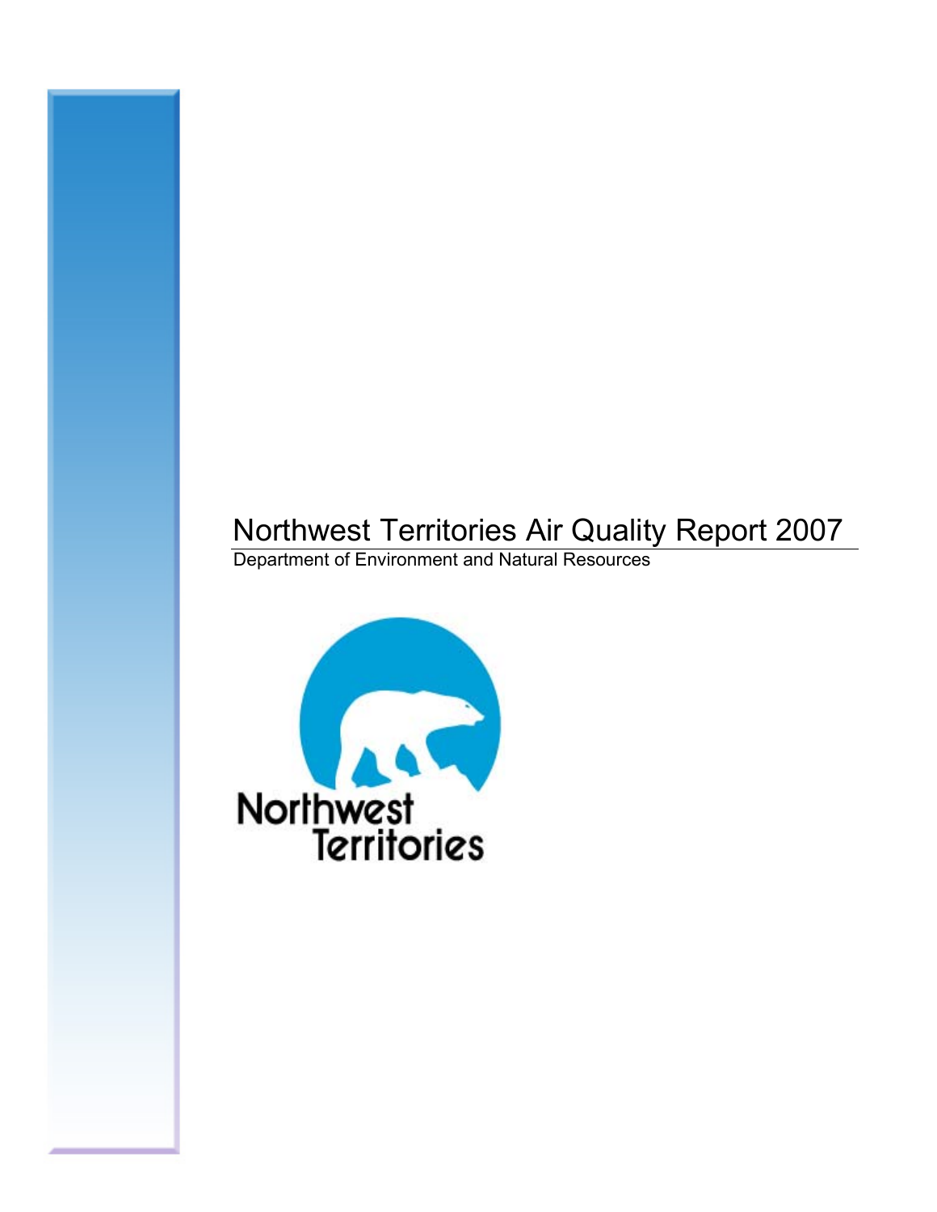# Northwest Territories Air Quality Report 2007

Department of Environment and Natural Resources

Northwest Territories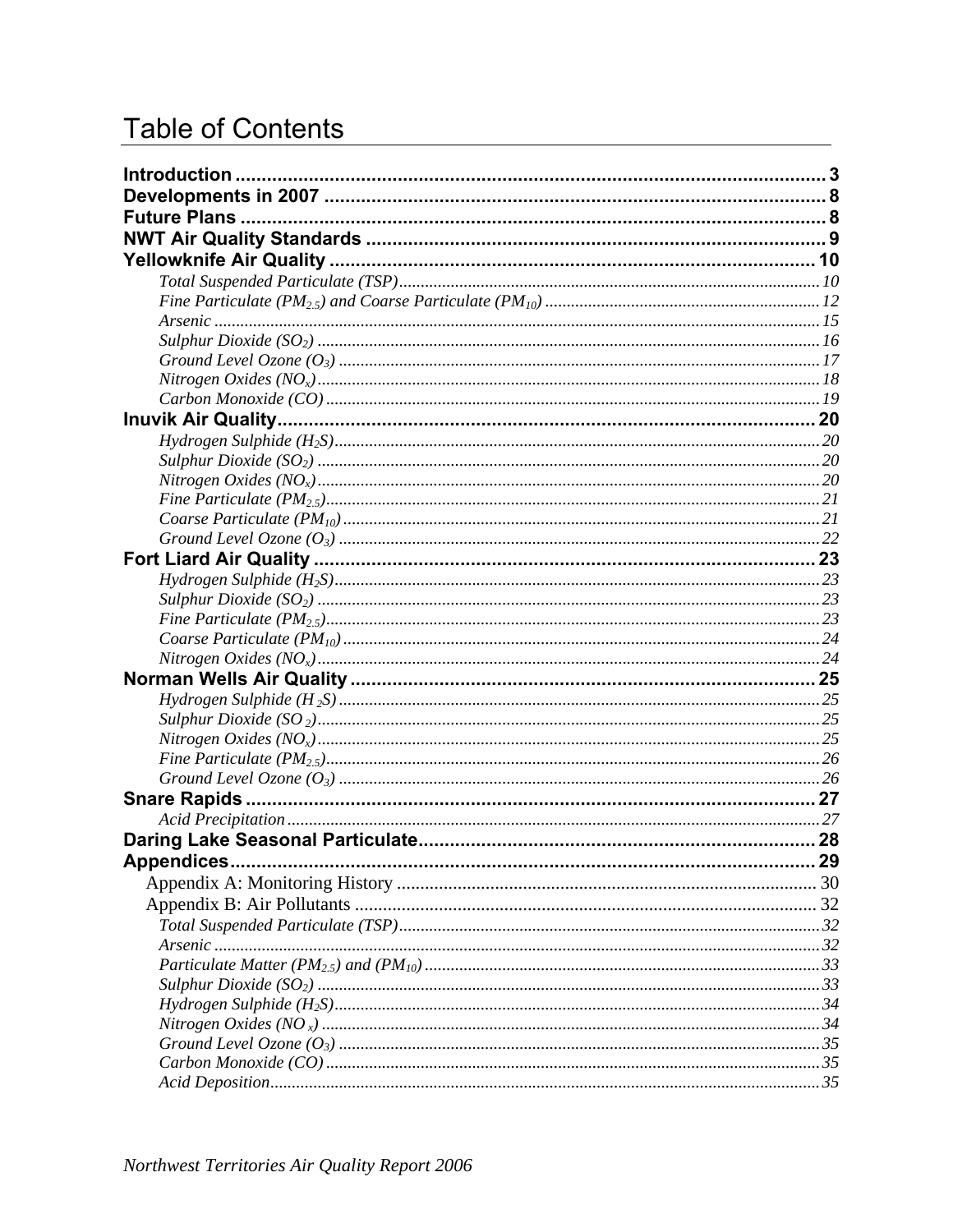# Table of Contents

**Introduction** .......... 3
**Developments in 2007** .......... 8
**Future Plans** .......... 8
**NWT Air Quality Standards** .......... 9
**Yellowknife Air Quality** .......... 10
- *Total Suspended Particulate (TSP)* .......... 10
- *Fine Particulate ($PM_{2.5}$) and Coarse Particulate ($PM_{10}$)* .......... 12
- *Arsenic* .......... 15
- *Sulphur Dioxide ($SO_2$)* .......... 16
- *Ground Level Ozone ($O_3$)* .......... 17
- *Nitrogen Oxides ($NO_x$)* .......... 18
- *Carbon Monoxide (CO)* .......... 19

**Inuvik Air Quality** .......... 20
- *Hydrogen Sulphide ($H_2S$)* .......... 20
- *Sulphur Dioxide ($SO_2$)* .......... 20
- *Nitrogen Oxides ($NO_x$)* .......... 20
- *Fine Particulate ($PM_{2.5}$)* .......... 21
- *Coarse Particulate ($PM_{10}$)* .......... 21
- *Ground Level Ozone ($O_3$)* .......... 22

**Fort Liard Air Quality** .......... 23
- *Hydrogen Sulphide ($H_2S$)* .......... 23
- *Sulphur Dioxide ($SO_2$)* .......... 23
- *Fine Particulate ($PM_{2.5}$)* .......... 23
- *Coarse Particulate ($PM_{10}$)* .......... 24
- *Nitrogen Oxides ($NO_x$)* .......... 24

**Norman Wells Air Quality** .......... 25
- *Hydrogen Sulphide ($H_2S$)* .......... 25
- *Sulphur Dioxide ($SO_2$)* .......... 25
- *Nitrogen Oxides ($NO_x$)* .......... 25
- *Fine Particulate ($PM_{2.5}$)* .......... 26
- *Ground Level Ozone ($O_3$)* .......... 26

**Snare Rapids** .......... 27
- *Acid Precipitation* .......... 27

**Daring Lake Seasonal Particulate** .......... 28
**Appendices** .......... 29
- Appendix A: Monitoring History .......... 30
- Appendix B: Air Pollutants .......... 32
  - *Total Suspended Particulate (TSP)* .......... 32
  - *Arsenic* .......... 32
  - *Particulate Matter ($PM_{2.5}$) and ($PM_{10}$)* .......... 33
  - *Sulphur Dioxide ($SO_2$)* .......... 33
  - *Hydrogen Sulphide ($H_2S$)* .......... 34
  - *Nitrogen Oxides ($NO_x$)* .......... 34
  - *Ground Level Ozone ($O_3$)* .......... 35
  - *Carbon Monoxide (CO)* .......... 35
  - *Acid Deposition* .......... 35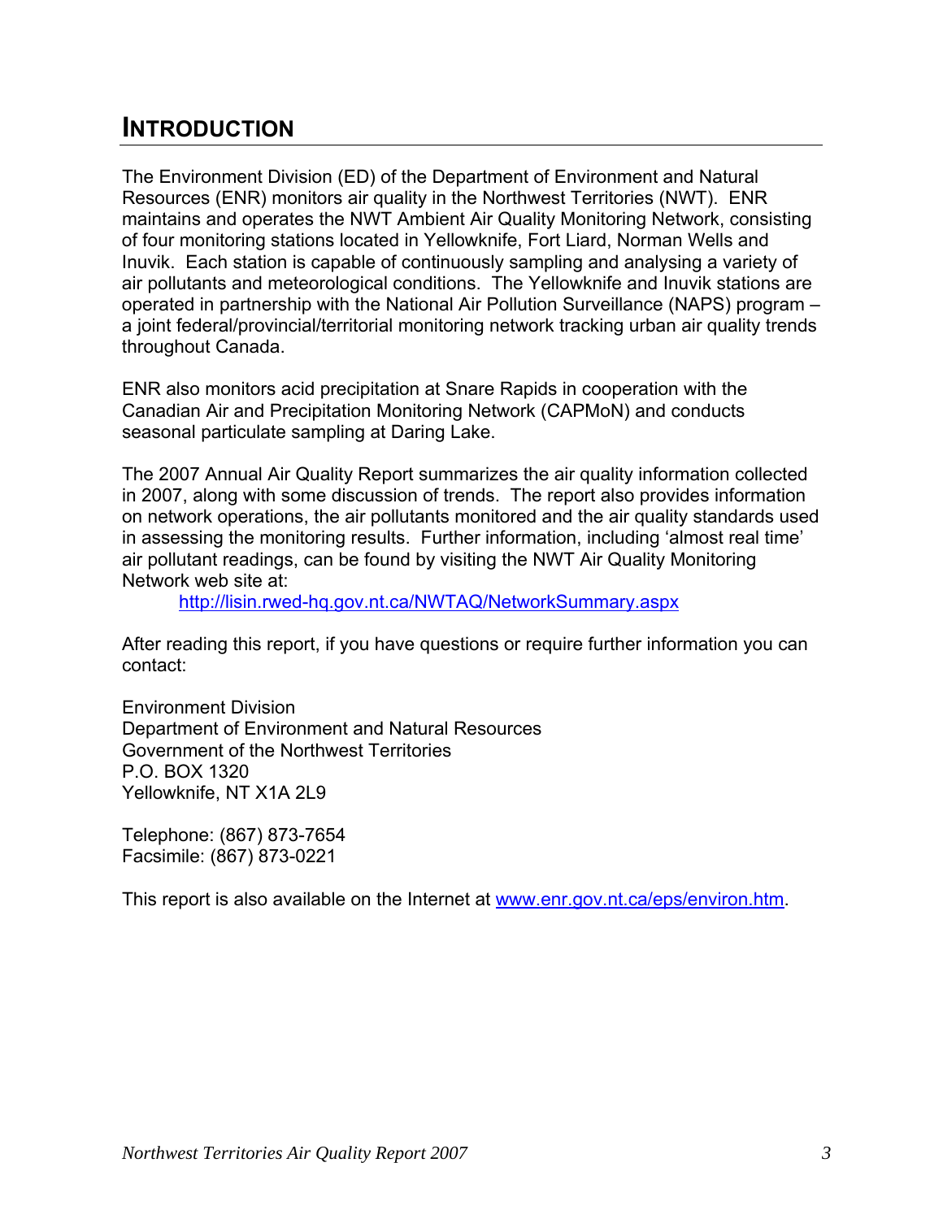# INTRODUCTION

The Environment Division (ED) of the Department of Environment and Natural Resources (ENR) monitors air quality in the Northwest Territories (NWT). ENR maintains and operates the NWT Ambient Air Quality Monitoring Network, consisting of four monitoring stations located in Yellowknife, Fort Liard, Norman Wells and Inuvik. Each station is capable of continuously sampling and analysing a variety of air pollutants and meteorological conditions. The Yellowknife and Inuvik stations are operated in partnership with the National Air Pollution Surveillance (NAPS) program – a joint federal/provincial/territorial monitoring network tracking urban air quality trends throughout Canada.

ENR also monitors acid precipitation at Snare Rapids in cooperation with the Canadian Air and Precipitation Monitoring Network (CAPMoN) and conducts seasonal particulate sampling at Daring Lake.

The 2007 Annual Air Quality Report summarizes the air quality information collected in 2007, along with some discussion of trends. The report also provides information on network operations, the air pollutants monitored and the air quality standards used in assessing the monitoring results. Further information, including 'almost real time' air pollutant readings, can be found by visiting the NWT Air Quality Monitoring Network web site at:

http://lisin.rwed-hq.gov.nt.ca/NWTAQ/NetworkSummary.aspx

After reading this report, if you have questions or require further information you can contact:

Environment Division
Department of Environment and Natural Resources
Government of the Northwest Territories
P.O. BOX 1320
Yellowknife, NT X1A 2L9

Telephone: (867) 873-7654
Facsimile: (867) 873-0221

This report is also available on the Internet at www.enr.gov.nt.ca/eps/environ.htm.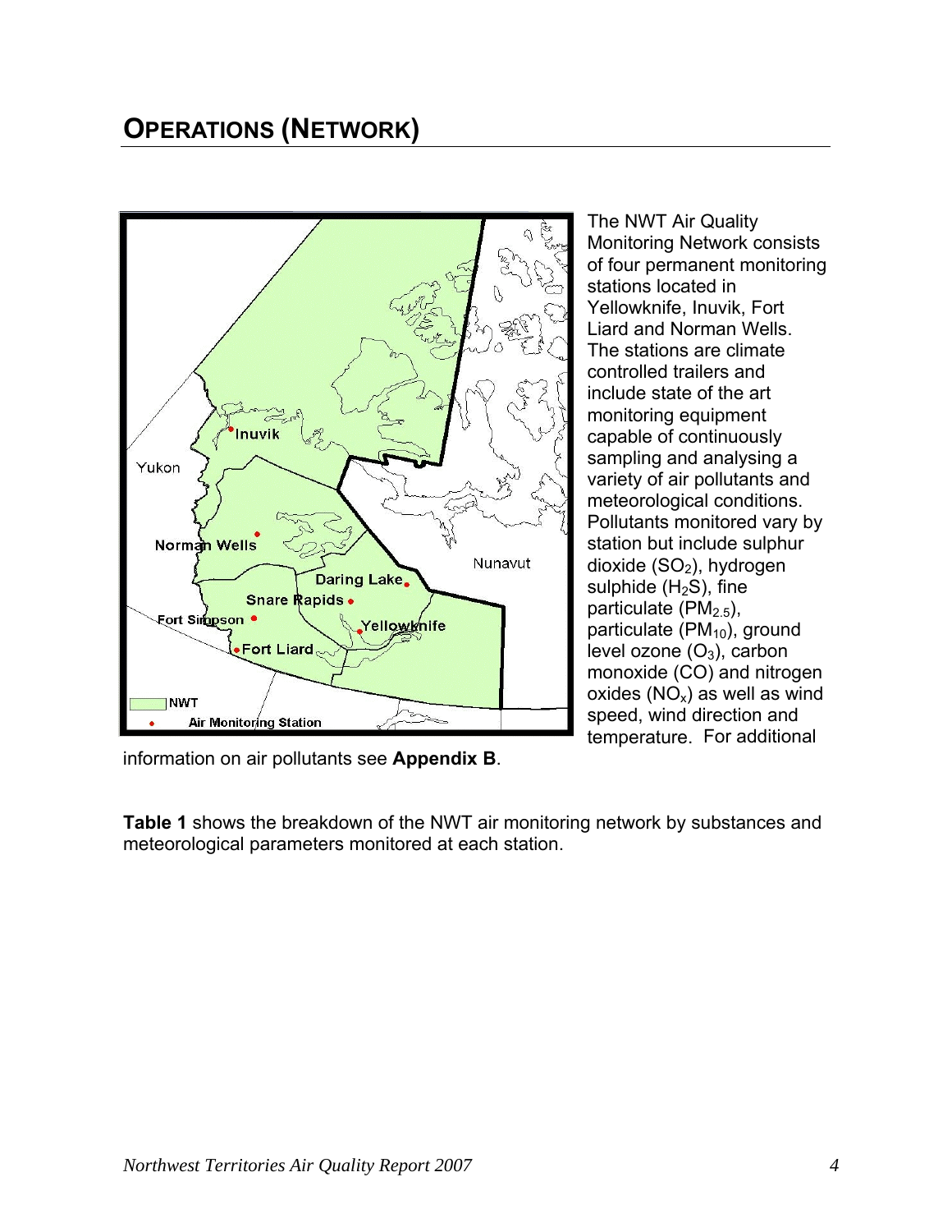# OPERATIONS (NETWORK)

The NWT Air Quality Monitoring Network consists of four permanent monitoring stations located in Yellowknife, Inuvik, Fort Liard and Norman Wells. The stations are climate controlled trailers and include state of the art monitoring equipment capable of continuously sampling and analysing a variety of air pollutants and meteorological conditions. Pollutants monitored vary by station but include sulphur dioxide ($SO_2$), hydrogen sulphide ($H_2S$), fine particulate ($PM_{2.5}$), particulate ($PM_{10}$), ground level ozone ($O_3$), carbon monoxide (CO) and nitrogen oxides ($NO_x$) as well as wind speed, wind direction and temperature. For additional information on air pollutants see **Appendix B**.

**Table 1** shows the breakdown of the NWT air monitoring network by substances and meteorological parameters monitored at each station.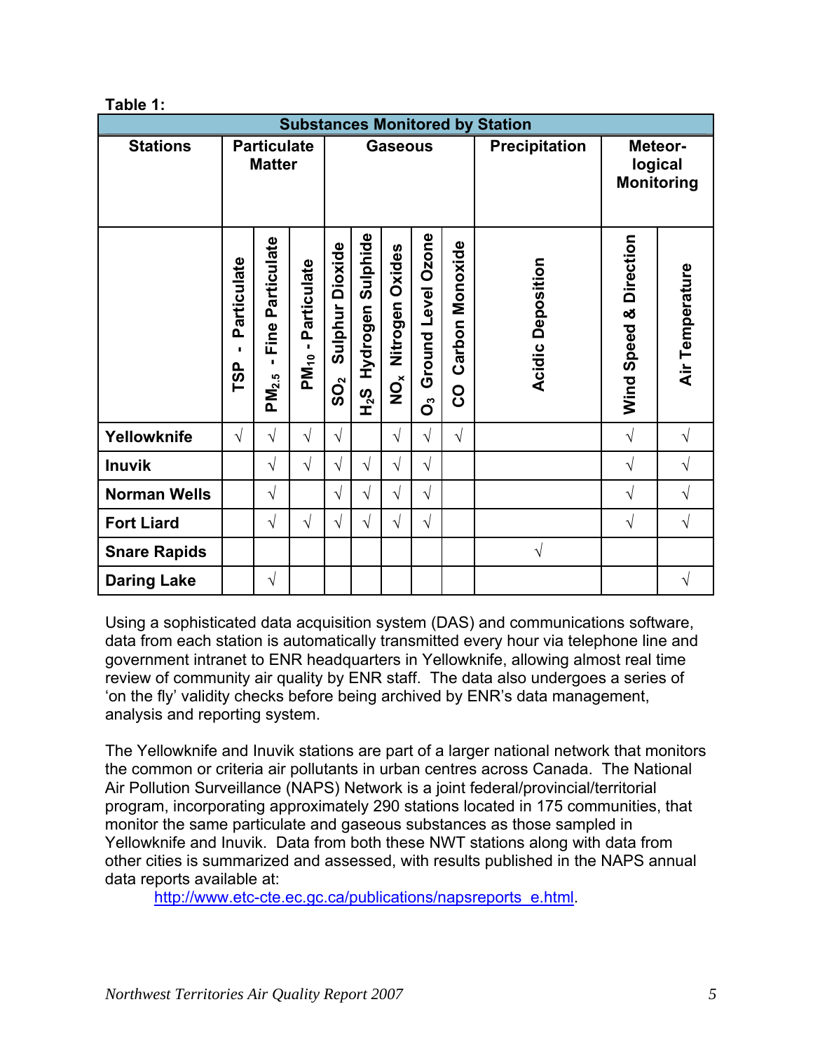**Table 1:**

| Substances Monitored by Station | | | | | | | | | | | |
|---|---|---|---|---|---|---|---|---|---|---|---|
| **Stations** | **Particulate Matter** | | | **Gaseous** | | | | | **Precipitation** | **Meteor-logical Monitoring** | |
| | **TSP - Particulate** | **$PM_{2.5}$ - Fine Particulate** | **$PM_{10}$ - Particulate** | **$SO_2$ Sulphur Dioxide** | **$H_2S$ Hydrogen Sulphide** | **$NO_x$ Nitrogen Oxides** | **$O_3$ Ground Level Ozone** | **CO Carbon Monoxide** | **Acidic Deposition** | **Wind Speed & Direction** | **Air Temperature** |
| **Yellowknife** | √ | √ | √ | √ | | √ | √ | √ | | √ | √ |
| **Inuvik** | | √ | √ | √ | √ | √ | √ | | | √ | √ |
| **Norman Wells** | | √ | | √ | √ | √ | √ | | | √ | √ |
| **Fort Liard** | | √ | √ | √ | √ | √ | √ | | | √ | √ |
| **Snare Rapids** | | | | | | | | | √ | | |
| **Daring Lake** | | √ | | | | | | | | | √ |

Using a sophisticated data acquisition system (DAS) and communications software, data from each station is automatically transmitted every hour via telephone line and government intranet to ENR headquarters in Yellowknife, allowing almost real time review of community air quality by ENR staff. The data also undergoes a series of 'on the fly' validity checks before being archived by ENR's data management, analysis and reporting system.

The Yellowknife and Inuvik stations are part of a larger national network that monitors the common or criteria air pollutants in urban centres across Canada. The National Air Pollution Surveillance (NAPS) Network is a joint federal/provincial/territorial program, incorporating approximately 290 stations located in 175 communities, that monitor the same particulate and gaseous substances as those sampled in Yellowknife and Inuvik. Data from both these NWT stations along with data from other cities is summarized and assessed, with results published in the NAPS annual data reports available at:

http://www.etc-cte.ec.gc.ca/publications/napsreports_e.html.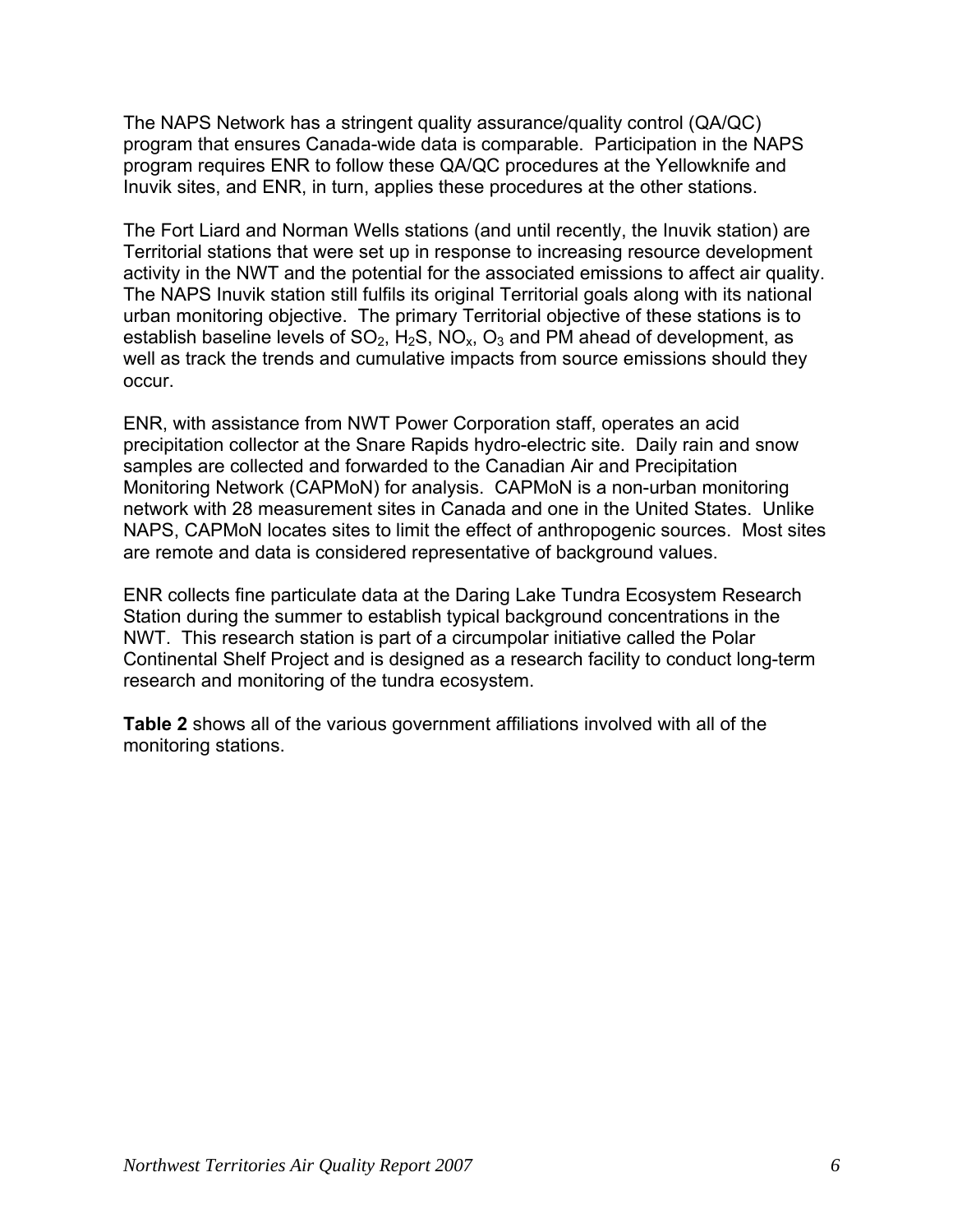The NAPS Network has a stringent quality assurance/quality control (QA/QC) program that ensures Canada-wide data is comparable. Participation in the NAPS program requires ENR to follow these QA/QC procedures at the Yellowknife and Inuvik sites, and ENR, in turn, applies these procedures at the other stations.

The Fort Liard and Norman Wells stations (and until recently, the Inuvik station) are Territorial stations that were set up in response to increasing resource development activity in the NWT and the potential for the associated emissions to affect air quality. The NAPS Inuvik station still fulfils its original Territorial goals along with its national urban monitoring objective. The primary Territorial objective of these stations is to establish baseline levels of $SO_2$, $H_2S$, $NO_x$, $O_3$ and PM ahead of development, as well as track the trends and cumulative impacts from source emissions should they occur.

ENR, with assistance from NWT Power Corporation staff, operates an acid precipitation collector at the Snare Rapids hydro-electric site. Daily rain and snow samples are collected and forwarded to the Canadian Air and Precipitation Monitoring Network (CAPMoN) for analysis. CAPMoN is a non-urban monitoring network with 28 measurement sites in Canada and one in the United States. Unlike NAPS, CAPMoN locates sites to limit the effect of anthropogenic sources. Most sites are remote and data is considered representative of background values.

ENR collects fine particulate data at the Daring Lake Tundra Ecosystem Research Station during the summer to establish typical background concentrations in the NWT. This research station is part of a circumpolar initiative called the Polar Continental Shelf Project and is designed as a research facility to conduct long-term research and monitoring of the tundra ecosystem.

**Table 2** shows all of the various government affiliations involved with all of the monitoring stations.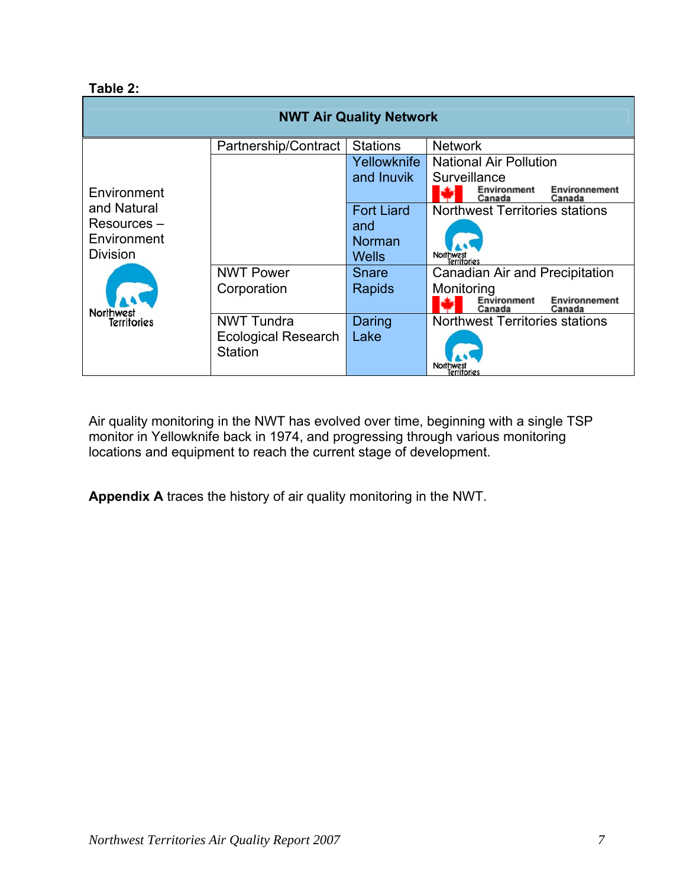**Table 2:**

| NWT Air Quality Network | | | |
|---|---|---|---|
| | Partnership/Contract | Stations | Network |
| Environment and Natural Resources – Environment Division | | Yellowknife and Inuvik | National Air Pollution Surveillance |
| | | Fort Liard and Norman Wells | Northwest Territories stations |
| | NWT Power Corporation | Snare Rapids | Canadian Air and Precipitation Monitoring |
| | NWT Tundra Ecological Research Station | Daring Lake | Northwest Territories stations |

Air quality monitoring in the NWT has evolved over time, beginning with a single TSP monitor in Yellowknife back in 1974, and progressing through various monitoring locations and equipment to reach the current stage of development.

**Appendix A** traces the history of air quality monitoring in the NWT.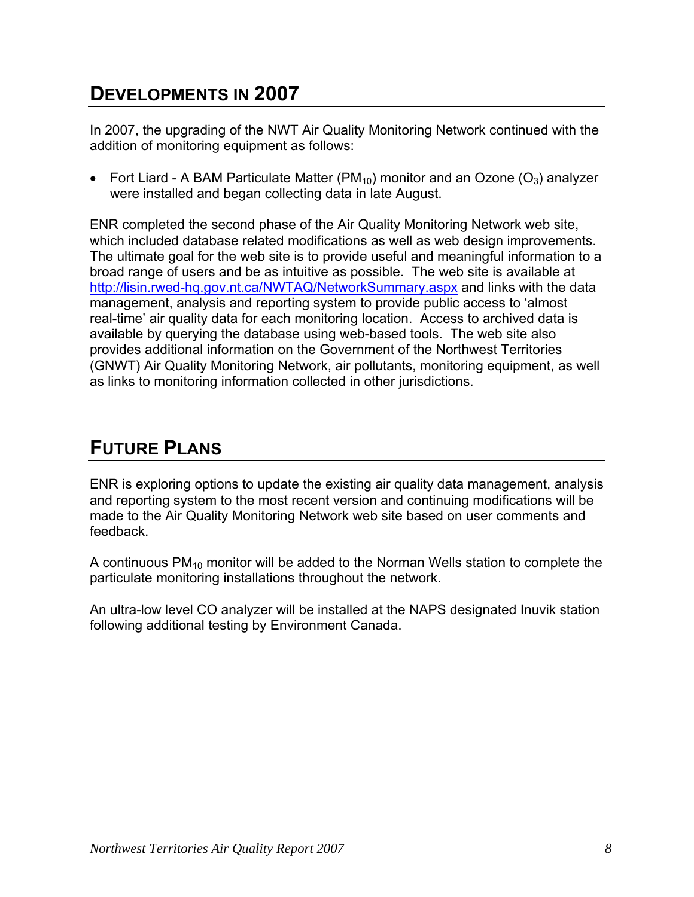## DEVELOPMENTS IN 2007

In 2007, the upgrading of the NWT Air Quality Monitoring Network continued with the addition of monitoring equipment as follows:

- Fort Liard - A BAM Particulate Matter ($PM_{10}$) monitor and an Ozone ($O_3$) analyzer were installed and began collecting data in late August.

ENR completed the second phase of the Air Quality Monitoring Network web site, which included database related modifications as well as web design improvements. The ultimate goal for the web site is to provide useful and meaningful information to a broad range of users and be as intuitive as possible. The web site is available at http://lisin.rwed-hq.gov.nt.ca/NWTAQ/NetworkSummary.aspx and links with the data management, analysis and reporting system to provide public access to 'almost real-time' air quality data for each monitoring location. Access to archived data is available by querying the database using web-based tools. The web site also provides additional information on the Government of the Northwest Territories (GNWT) Air Quality Monitoring Network, air pollutants, monitoring equipment, as well as links to monitoring information collected in other jurisdictions.

## FUTURE PLANS

ENR is exploring options to update the existing air quality data management, analysis and reporting system to the most recent version and continuing modifications will be made to the Air Quality Monitoring Network web site based on user comments and feedback.

A continuous $PM_{10}$ monitor will be added to the Norman Wells station to complete the particulate monitoring installations throughout the network.

An ultra-low level CO analyzer will be installed at the NAPS designated Inuvik station following additional testing by Environment Canada.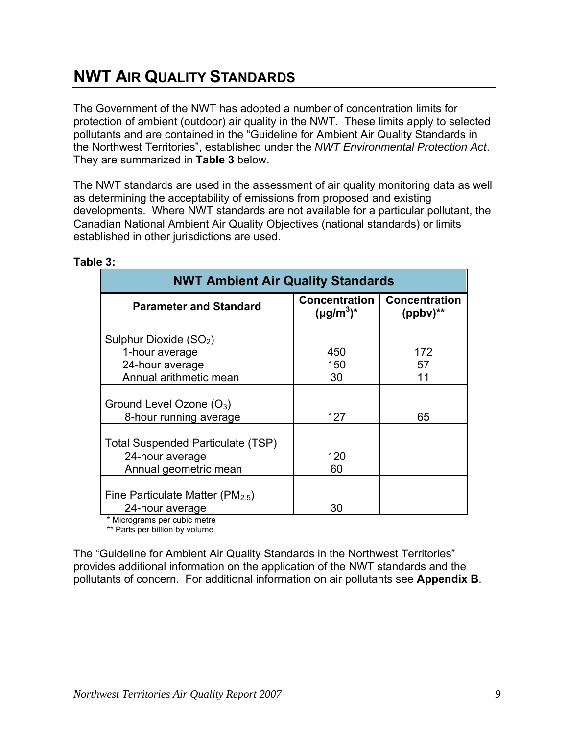# NWT AIR QUALITY STANDARDS

The Government of the NWT has adopted a number of concentration limits for protection of ambient (outdoor) air quality in the NWT. These limits apply to selected pollutants and are contained in the "Guideline for Ambient Air Quality Standards in the Northwest Territories", established under the *NWT Environmental Protection Act*. They are summarized in **Table 3** below.

The NWT standards are used in the assessment of air quality monitoring data as well as determining the acceptability of emissions from proposed and existing developments. Where NWT standards are not available for a particular pollutant, the Canadian National Ambient Air Quality Objectives (national standards) or limits established in other jurisdictions are used.

**Table 3:**

| NWT Ambient Air Quality Standards | | |
|---|---|---|
| **Parameter and Standard** | **Concentration ($\mu g/m^3$)*** | **Concentration (ppbv)**** |
| Sulphur Dioxide ($SO_2$) | | |
| 1-hour average | 450 | 172 |
| 24-hour average | 150 | 57 |
| Annual arithmetic mean | 30 | 11 |
| Ground Level Ozone ($O_3$) | | |
| 8-hour running average | 127 | 65 |
| Total Suspended Particulate (TSP) | | |
| 24-hour average | 120 | |
| Annual geometric mean | 60 | |
| Fine Particulate Matter ($PM_{2.5}$) | | |
| 24-hour average | 30 | |

\* Micrograms per cubic metre
\** Parts per billion by volume

The "Guideline for Ambient Air Quality Standards in the Northwest Territories" provides additional information on the application of the NWT standards and the pollutants of concern. For additional information on air pollutants see **Appendix B**.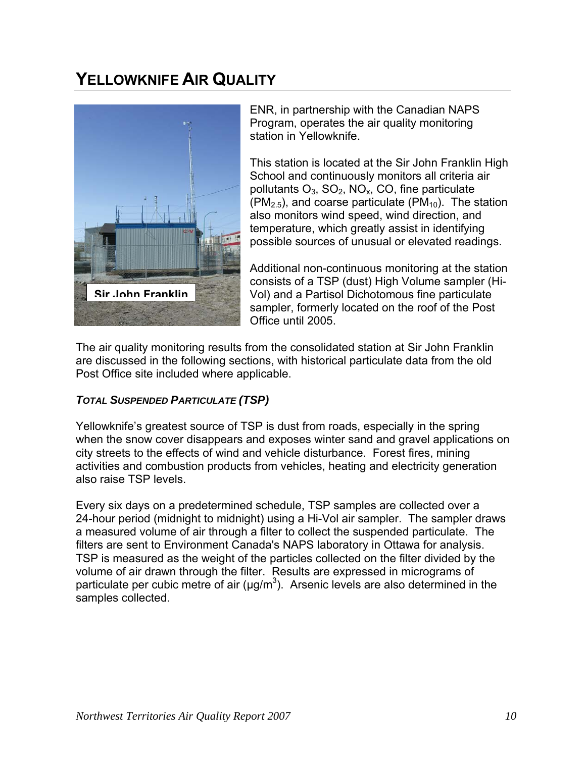# YELLOWKNIFE AIR QUALITY

Sir John Franklin

ENR, in partnership with the Canadian NAPS Program, operates the air quality monitoring station in Yellowknife.

This station is located at the Sir John Franklin High School and continuously monitors all criteria air pollutants $O_3$, $SO_2$, $NO_x$, CO, fine particulate ($PM_{2.5}$), and coarse particulate ($PM_{10}$). The station also monitors wind speed, wind direction, and temperature, which greatly assist in identifying possible sources of unusual or elevated readings.

Additional non-continuous monitoring at the station consists of a TSP (dust) High Volume sampler (Hi-Vol) and a Partisol Dichotomous fine particulate sampler, formerly located on the roof of the Post Office until 2005.

The air quality monitoring results from the consolidated station at Sir John Franklin are discussed in the following sections, with historical particulate data from the old Post Office site included where applicable.

### *TOTAL SUSPENDED PARTICULATE (TSP)*

Yellowknife's greatest source of TSP is dust from roads, especially in the spring when the snow cover disappears and exposes winter sand and gravel applications on city streets to the effects of wind and vehicle disturbance. Forest fires, mining activities and combustion products from vehicles, heating and electricity generation also raise TSP levels.

Every six days on a predetermined schedule, TSP samples are collected over a 24-hour period (midnight to midnight) using a Hi-Vol air sampler. The sampler draws a measured volume of air through a filter to collect the suspended particulate. The filters are sent to Environment Canada's NAPS laboratory in Ottawa for analysis. TSP is measured as the weight of the particles collected on the filter divided by the volume of air drawn through the filter. Results are expressed in micrograms of particulate per cubic metre of air ($\mu g/m^3$). Arsenic levels are also determined in the samples collected.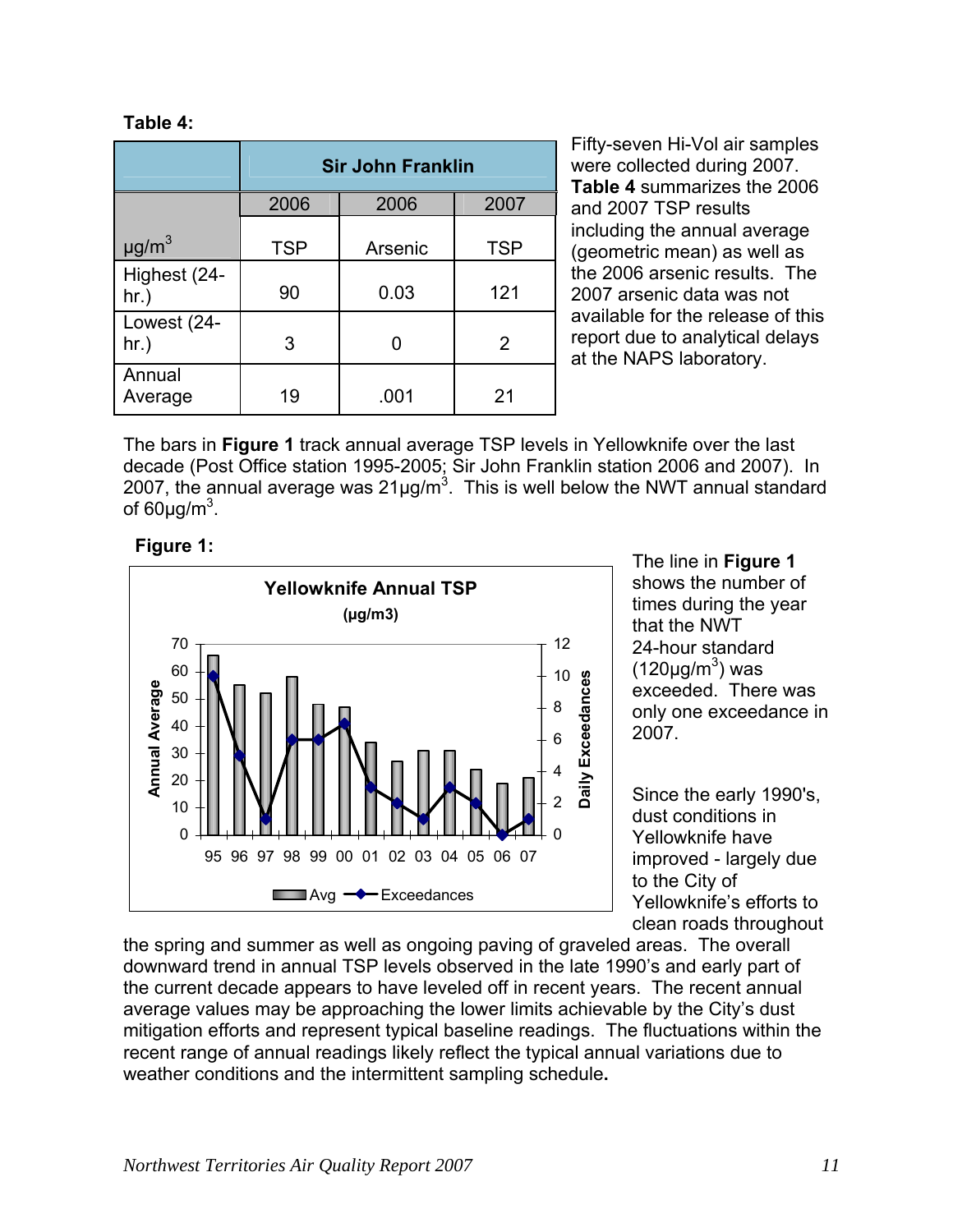**Table 4:**

| µg/m³ | Sir John Franklin | | |
|---|---|---|---|
| | 2006 | 2006 | 2007 |
| | TSP | Arsenic | TSP |
| Highest (24-hr.) | 90 | 0.03 | 121 |
| Lowest (24-hr.) | 3 | 0 | 2 |
| Annual Average | 19 | .001 | 21 |

Fifty-seven Hi-Vol air samples were collected during 2007. **Table 4** summarizes the 2006 and 2007 TSP results including the annual average (geometric mean) as well as the 2006 arsenic results. The 2007 arsenic data was not available for the release of this report due to analytical delays at the NAPS laboratory.

The bars in **Figure 1** track annual average TSP levels in Yellowknife over the last decade (Post Office station 1995-2005; Sir John Franklin station 2006 and 2007). In 2007, the annual average was 21µg/m³. This is well below the NWT annual standard of 60µg/m³.

**Figure 1:**

The line in **Figure 1** shows the number of times during the year that the NWT 24-hour standard (120µg/m³) was exceeded. There was only one exceedance in 2007.

Since the early 1990's, dust conditions in Yellowknife have improved - largely due to the City of Yellowknife's efforts to clean roads throughout the spring and summer as well as ongoing paving of graveled areas. The overall downward trend in annual TSP levels observed in the late 1990's and early part of the current decade appears to have leveled off in recent years. The recent annual average values may be approaching the lower limits achievable by the City's dust mitigation efforts and represent typical baseline readings. The fluctuations within the recent range of annual readings likely reflect the typical annual variations due to weather conditions and the intermittent sampling schedule.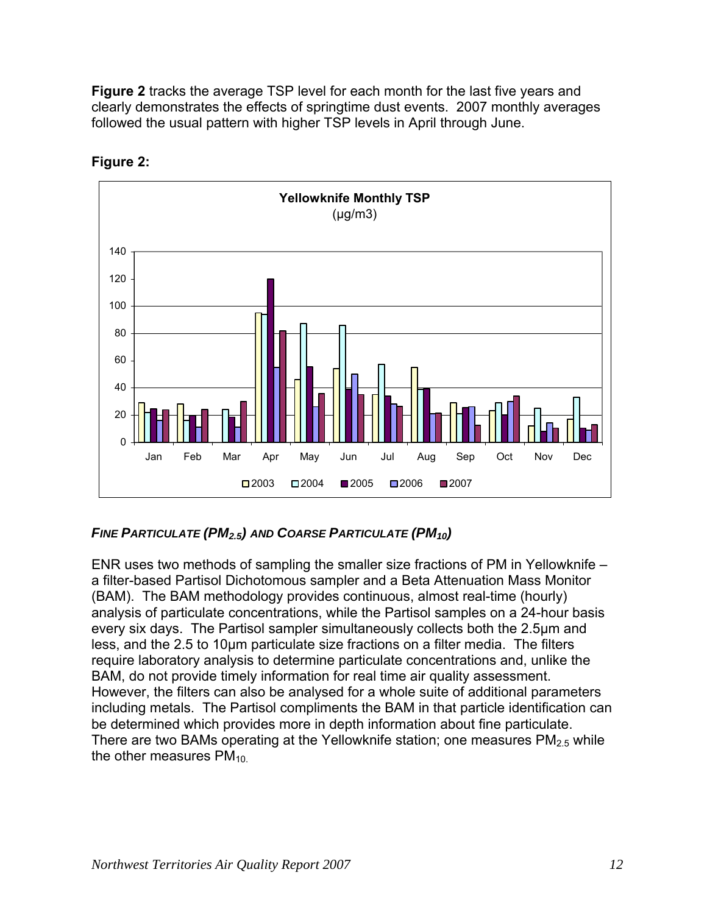**Figure 2** tracks the average TSP level for each month for the last five years and clearly demonstrates the effects of springtime dust events. 2007 monthly averages followed the usual pattern with higher TSP levels in April through June.

**Figure 2:**

**Yellowknife Monthly TSP**
(µg/m3)

### *FINE PARTICULATE ($PM_{2.5}$) AND COARSE PARTICULATE ($PM_{10}$)*

ENR uses two methods of sampling the smaller size fractions of PM in Yellowknife – a filter-based Partisol Dichotomous sampler and a Beta Attenuation Mass Monitor (BAM). The BAM methodology provides continuous, almost real-time (hourly) analysis of particulate concentrations, while the Partisol samples on a 24-hour basis every six days. The Partisol sampler simultaneously collects both the 2.5µm and less, and the 2.5 to 10µm particulate size fractions on a filter media. The filters require laboratory analysis to determine particulate concentrations and, unlike the BAM, do not provide timely information for real time air quality assessment. However, the filters can also be analysed for a whole suite of additional parameters including metals. The Partisol compliments the BAM in that particle identification can be determined which provides more in depth information about fine particulate. There are two BAMs operating at the Yellowknife station; one measures $PM_{2.5}$ while the other measures $PM_{10}$.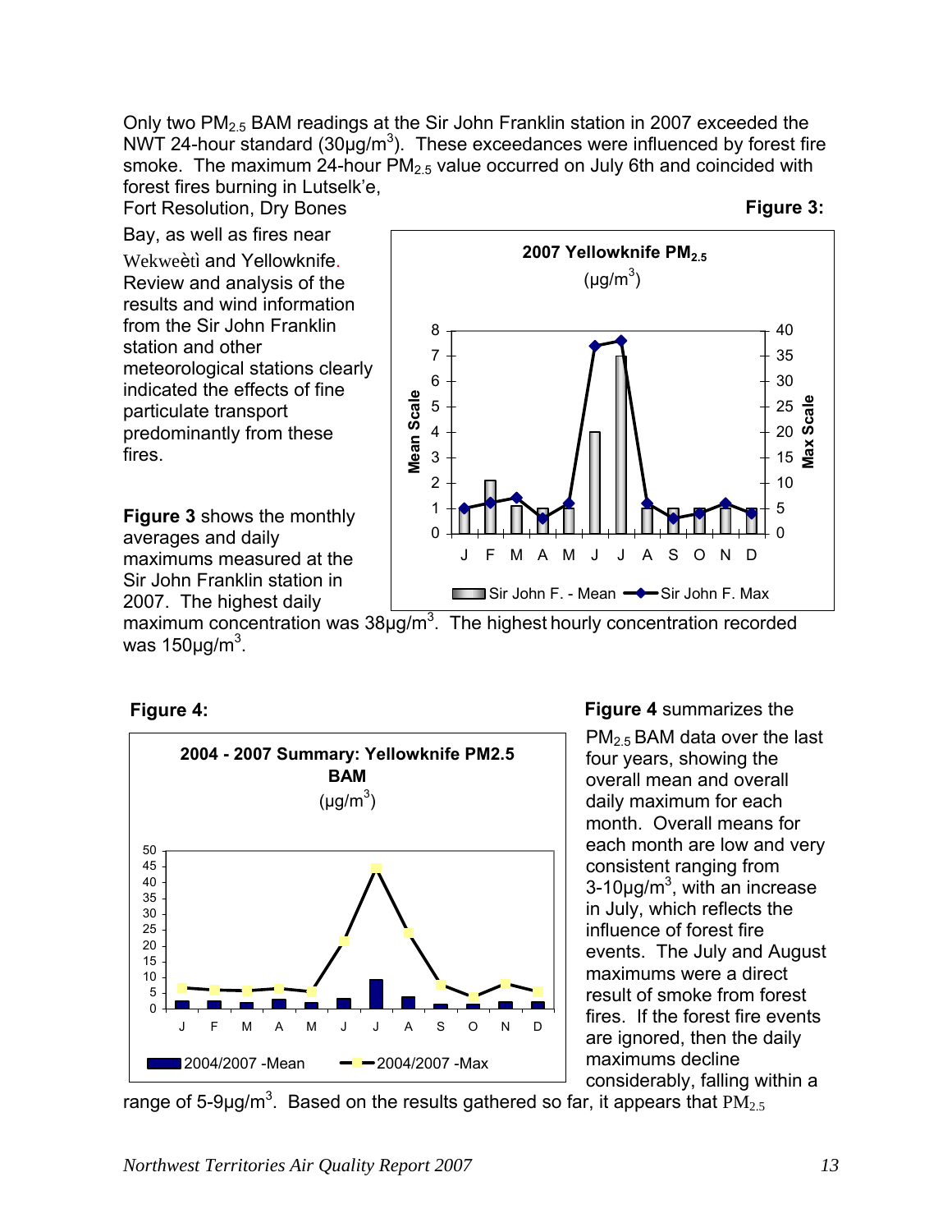Only two $PM_{2.5}$ BAM readings at the Sir John Franklin station in 2007 exceeded the NWT 24-hour standard (30µg/m$^3$). These exceedances were influenced by forest fire smoke. The maximum 24-hour $PM_{2.5}$ value occurred on July 6th and coincided with forest fires burning in Lutselk'e, Fort Resolution, Dry Bones Bay, as well as fires near Wekweètì and Yellowknife. Review and analysis of the results and wind information from the Sir John Franklin station and other meteorological stations clearly indicated the effects of fine particulate transport predominantly from these fires.

**Figure 3:**

**Figure 3** shows the monthly averages and daily maximums measured at the Sir John Franklin station in 2007. The highest daily maximum concentration was 38µg/m$^3$. The highest hourly concentration recorded was 150µg/m$^3$.

**Figure 4:**

**Figure 4** summarizes the $PM_{2.5}$ BAM data over the last four years, showing the overall mean and overall daily maximum for each month. Overall means for each month are low and very consistent ranging from 3-10µg/m$^3$, with an increase in July, which reflects the influence of forest fire events. The July and August maximums were a direct result of smoke from forest fires. If the forest fire events are ignored, then the daily maximums decline considerably, falling within a range of 5-9µg/m$^3$. Based on the results gathered so far, it appears that $PM_{2.5}$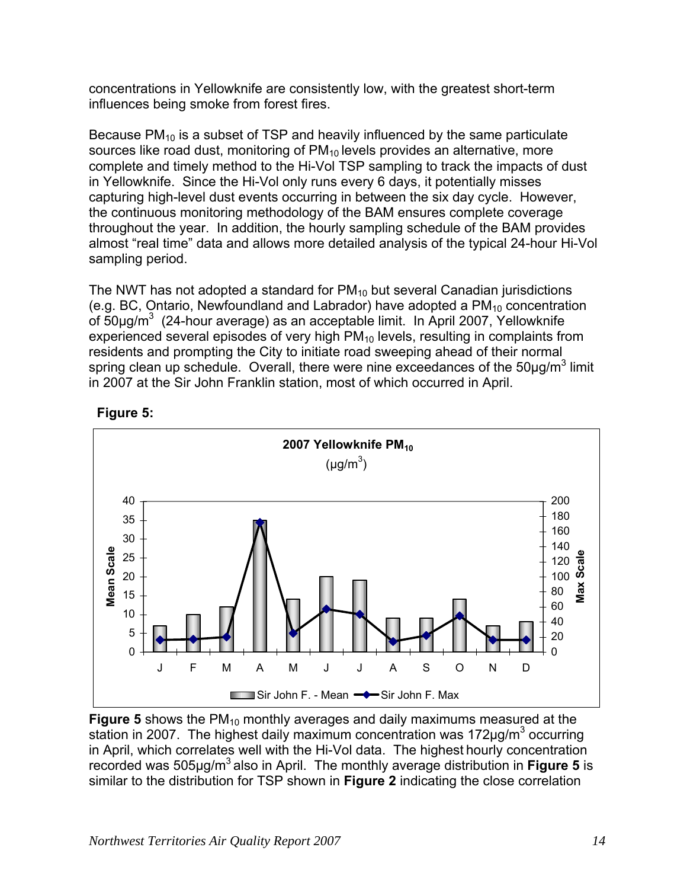concentrations in Yellowknife are consistently low, with the greatest short-term influences being smoke from forest fires.

Because $PM_{10}$ is a subset of TSP and heavily influenced by the same particulate sources like road dust, monitoring of $PM_{10}$ levels provides an alternative, more complete and timely method to the Hi-Vol TSP sampling to track the impacts of dust in Yellowknife. Since the Hi-Vol only runs every 6 days, it potentially misses capturing high-level dust events occurring in between the six day cycle. However, the continuous monitoring methodology of the BAM ensures complete coverage throughout the year. In addition, the hourly sampling schedule of the BAM provides almost "real time" data and allows more detailed analysis of the typical 24-hour Hi-Vol sampling period.

The NWT has not adopted a standard for $PM_{10}$ but several Canadian jurisdictions (e.g. BC, Ontario, Newfoundland and Labrador) have adopted a $PM_{10}$ concentration of $50 \mu g/m^3$ (24-hour average) as an acceptable limit. In April 2007, Yellowknife experienced several episodes of very high $PM_{10}$ levels, resulting in complaints from residents and prompting the City to initiate road sweeping ahead of their normal spring clean up schedule. Overall, there were nine exceedances of the $50 \mu g/m^3$ limit in 2007 at the Sir John Franklin station, most of which occurred in April.

**Figure 5:**

**2007 Yellowknife $PM_{10}$** ($\mu g/m^3$)

Legend: Sir John F. - Mean (Mean Scale, 0–40); Sir John F. Max (Max Scale, 0–200)

**Figure 5** shows the $PM_{10}$ monthly averages and daily maximums measured at the station in 2007. The highest daily maximum concentration was $172 \mu g/m^3$ occurring in April, which correlates well with the Hi-Vol data. The highest hourly concentration recorded was $505 \mu g/m^3$ also in April. The monthly average distribution in **Figure 5** is similar to the distribution for TSP shown in **Figure 2** indicating the close correlation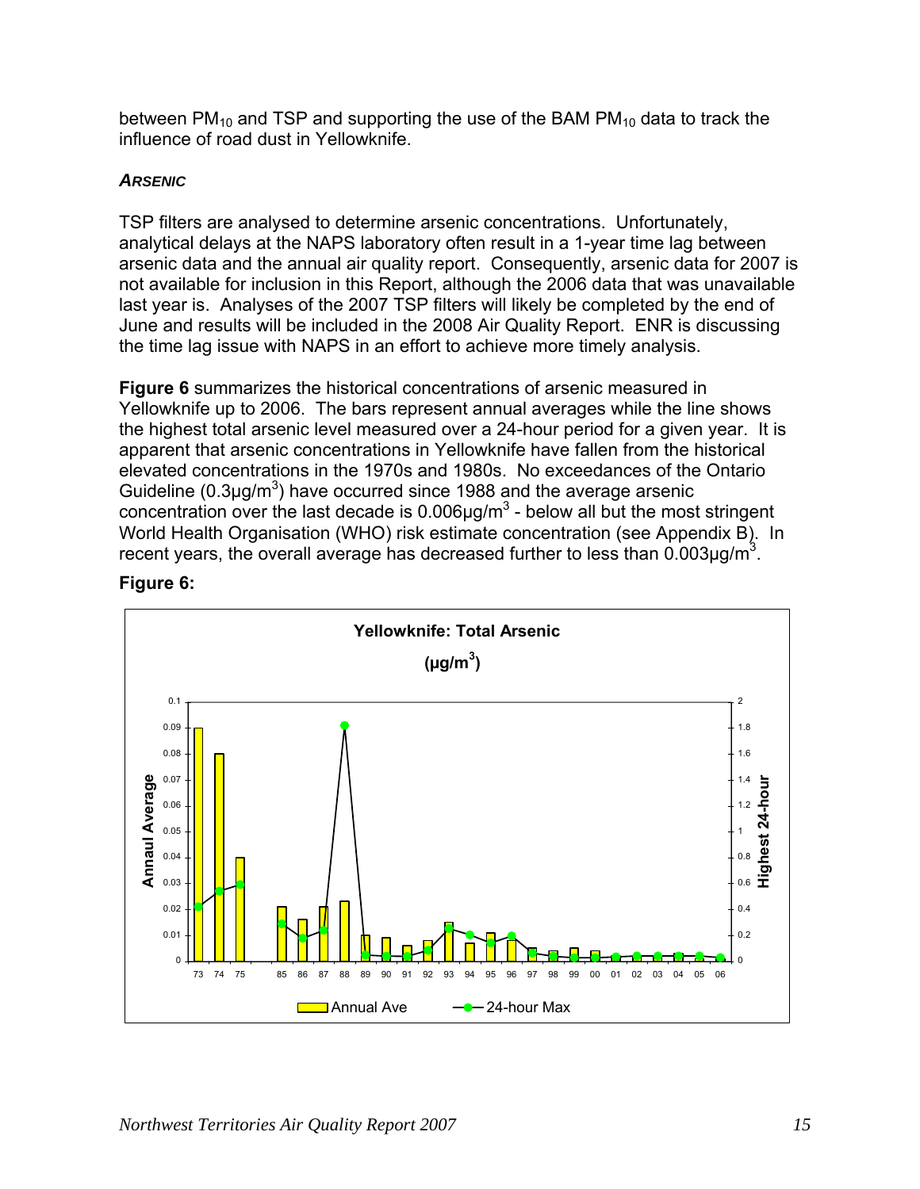between $PM_{10}$ and TSP and supporting the use of the BAM $PM_{10}$ data to track the influence of road dust in Yellowknife.

### *ARSENIC*

TSP filters are analysed to determine arsenic concentrations. Unfortunately, analytical delays at the NAPS laboratory often result in a 1-year time lag between arsenic data and the annual air quality report. Consequently, arsenic data for 2007 is not available for inclusion in this Report, although the 2006 data that was unavailable last year is. Analyses of the 2007 TSP filters will likely be completed by the end of June and results will be included in the 2008 Air Quality Report. ENR is discussing the time lag issue with NAPS in an effort to achieve more timely analysis.

**Figure 6** summarizes the historical concentrations of arsenic measured in Yellowknife up to 2006. The bars represent annual averages while the line shows the highest total arsenic level measured over a 24-hour period for a given year. It is apparent that arsenic concentrations in Yellowknife have fallen from the historical elevated concentrations in the 1970s and 1980s. No exceedances of the Ontario Guideline (0.3μg/m$^3$) have occurred since 1988 and the average arsenic concentration over the last decade is 0.006μg/m$^3$ - below all but the most stringent World Health Organisation (WHO) risk estimate concentration (see Appendix B). In recent years, the overall average has decreased further to less than 0.003μg/m$^3$.

**Figure 6:**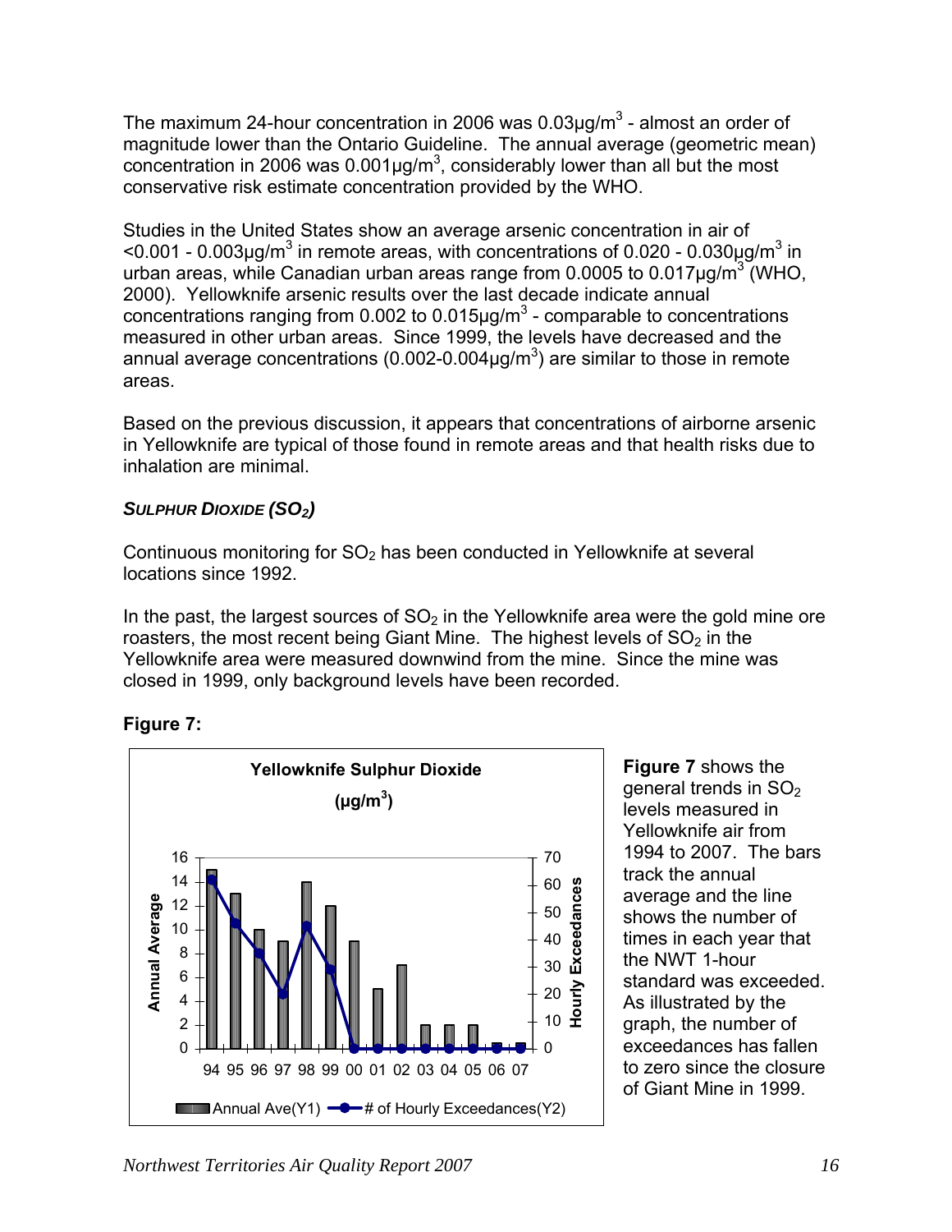The maximum 24-hour concentration in 2006 was 0.03µg/m$^3$ - almost an order of magnitude lower than the Ontario Guideline. The annual average (geometric mean) concentration in 2006 was 0.001µg/m$^3$, considerably lower than all but the most conservative risk estimate concentration provided by the WHO.

Studies in the United States show an average arsenic concentration in air of <0.001 - 0.003µg/m$^3$ in remote areas, with concentrations of 0.020 - 0.030µg/m$^3$ in urban areas, while Canadian urban areas range from 0.0005 to 0.017µg/m$^3$ (WHO, 2000). Yellowknife arsenic results over the last decade indicate annual concentrations ranging from 0.002 to 0.015µg/m$^3$ - comparable to concentrations measured in other urban areas. Since 1999, the levels have decreased and the annual average concentrations (0.002-0.004µg/m$^3$) are similar to those in remote areas.

Based on the previous discussion, it appears that concentrations of airborne arsenic in Yellowknife are typical of those found in remote areas and that health risks due to inhalation are minimal.

### *SULPHUR DIOXIDE ($SO_2$)*

Continuous monitoring for $SO_2$ has been conducted in Yellowknife at several locations since 1992.

In the past, the largest sources of $SO_2$ in the Yellowknife area were the gold mine ore roasters, the most recent being Giant Mine. The highest levels of $SO_2$ in the Yellowknife area were measured downwind from the mine. Since the mine was closed in 1999, only background levels have been recorded.

**Figure 7:**

**Yellowknife Sulphur Dioxide (µg/m$^3$)**

Annual Ave(Y1) — # of Hourly Exceedances(Y2)

**Figure 7** shows the general trends in $SO_2$ levels measured in Yellowknife air from 1994 to 2007. The bars track the annual average and the line shows the number of times in each year that the NWT 1-hour standard was exceeded. As illustrated by the graph, the number of exceedances has fallen to zero since the closure of Giant Mine in 1999.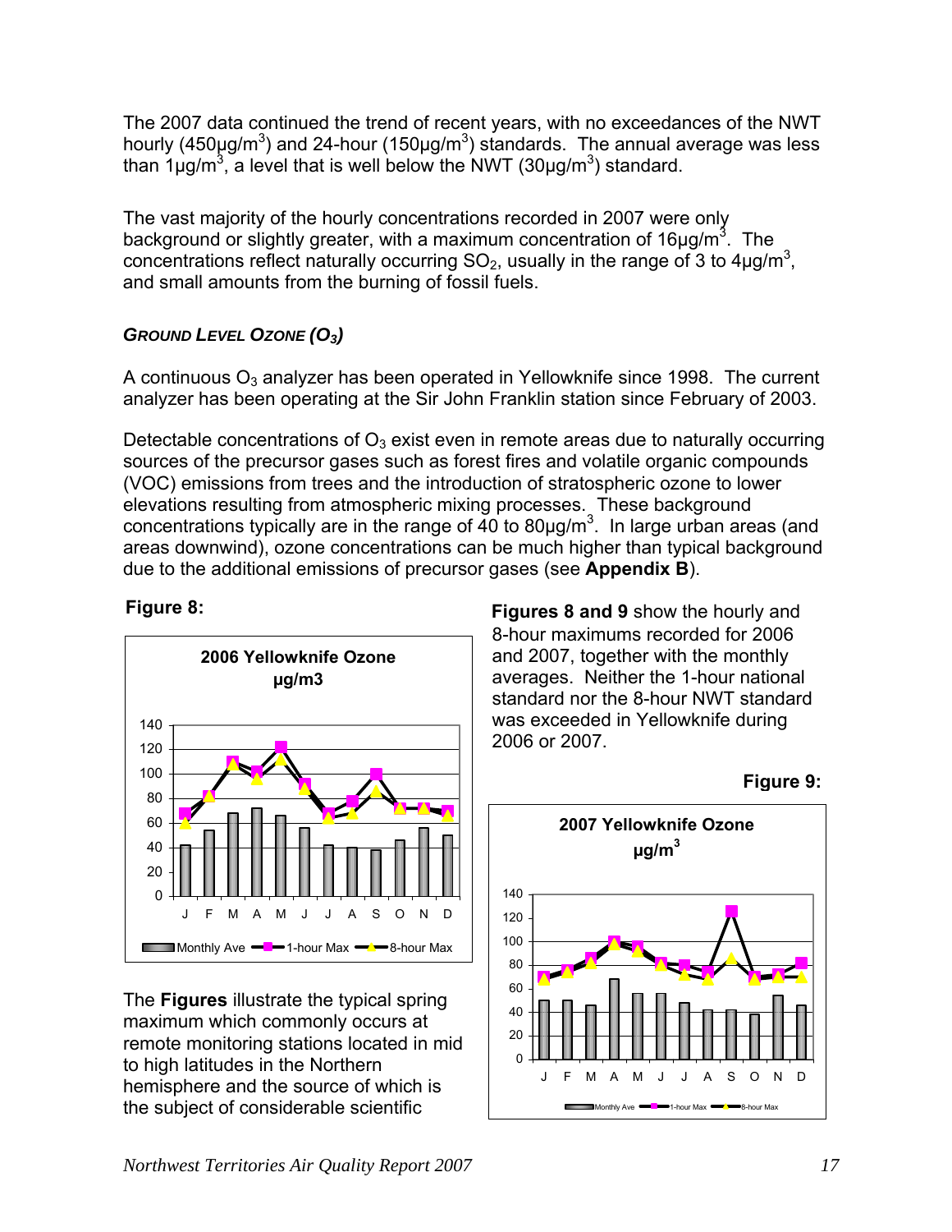The 2007 data continued the trend of recent years, with no exceedances of the NWT hourly (450μg/m$^3$) and 24-hour (150μg/m$^3$) standards. The annual average was less than 1μg/m$^3$, a level that is well below the NWT (30μg/m$^3$) standard.

The vast majority of the hourly concentrations recorded in 2007 were only background or slightly greater, with a maximum concentration of 16μg/m$^3$. The concentrations reflect naturally occurring $SO_2$, usually in the range of 3 to 4μg/m$^3$, and small amounts from the burning of fossil fuels.

### *Ground Level Ozone ($O_3$)*

A continuous $O_3$ analyzer has been operated in Yellowknife since 1998. The current analyzer has been operating at the Sir John Franklin station since February of 2003.

Detectable concentrations of $O_3$ exist even in remote areas due to naturally occurring sources of the precursor gases such as forest fires and volatile organic compounds (VOC) emissions from trees and the introduction of stratospheric ozone to lower elevations resulting from atmospheric mixing processes. These background concentrations typically are in the range of 40 to 80μg/m$^3$. In large urban areas (and areas downwind), ozone concentrations can be much higher than typical background due to the additional emissions of precursor gases (see **Appendix B**).

**Figure 8:**

2006 Yellowknife Ozone μg/m3

**Figures 8 and 9** show the hourly and 8-hour maximums recorded for 2006 and 2007, together with the monthly averages. Neither the 1-hour national standard nor the 8-hour NWT standard was exceeded in Yellowknife during 2006 or 2007.

**Figure 9:**

2007 Yellowknife Ozone μg/m$^3$

The **Figures** illustrate the typical spring maximum which commonly occurs at remote monitoring stations located in mid to high latitudes in the Northern hemisphere and the source of which is the subject of considerable scientific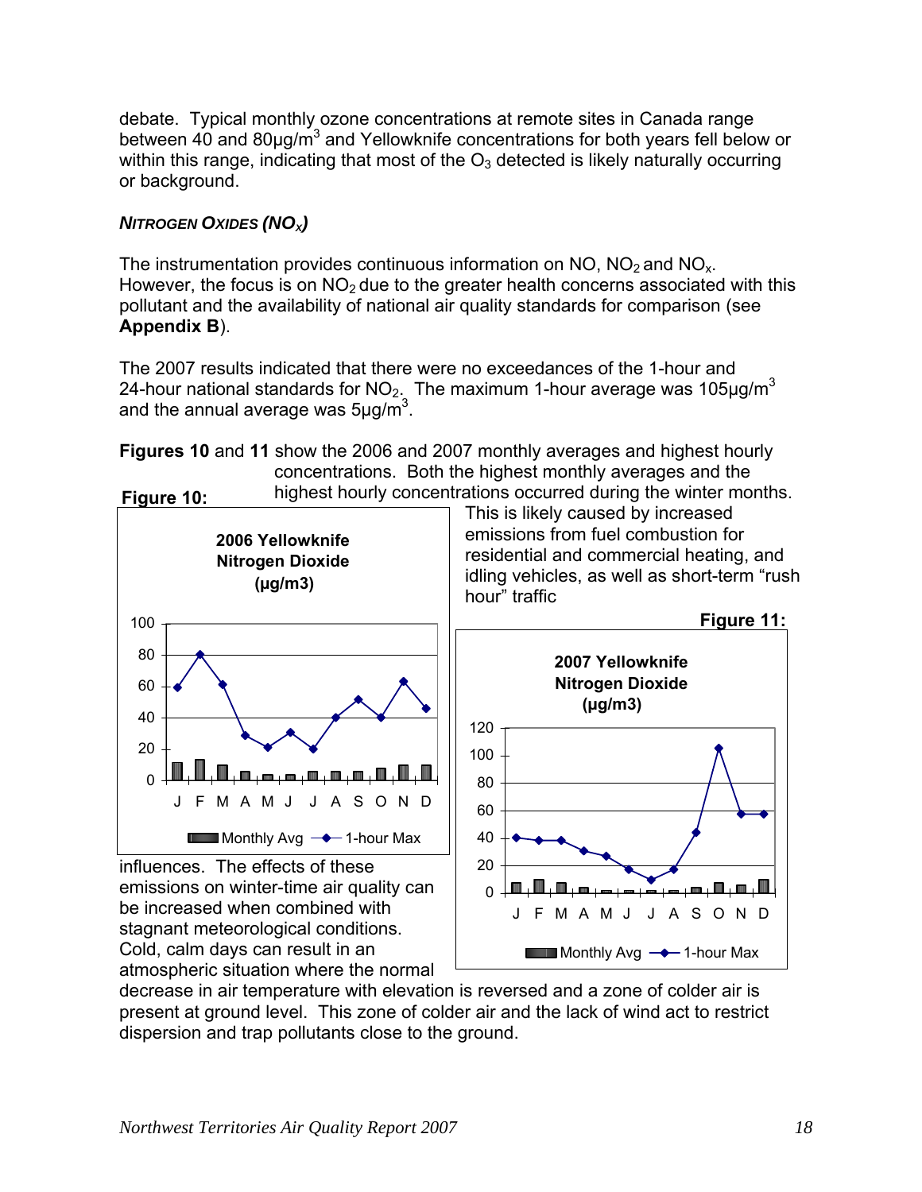debate. Typical monthly ozone concentrations at remote sites in Canada range between 40 and 80µg/m$^3$ and Yellowknife concentrations for both years fell below or within this range, indicating that most of the $O_3$ detected is likely naturally occurring or background.

### *NITROGEN OXIDES ($NO_X$)*

The instrumentation provides continuous information on NO, $NO_2$ and $NO_x$. However, the focus is on $NO_2$ due to the greater health concerns associated with this pollutant and the availability of national air quality standards for comparison (see **Appendix B**).

The 2007 results indicated that there were no exceedances of the 1-hour and 24-hour national standards for $NO_2$. The maximum 1-hour average was 105µg/m$^3$ and the annual average was 5µg/m$^3$.

**Figures 10** and **11** show the 2006 and 2007 monthly averages and highest hourly concentrations. Both the highest monthly averages and the highest hourly concentrations occurred during the winter months. This is likely caused by increased emissions from fuel combustion for residential and commercial heating, and idling vehicles, as well as short-term "rush hour" traffic influences. The effects of these emissions on winter-time air quality can be increased when combined with stagnant meteorological conditions. Cold, calm days can result in an atmospheric situation where the normal decrease in air temperature with elevation is reversed and a zone of colder air is present at ground level. This zone of colder air and the lack of wind act to restrict dispersion and trap pollutants close to the ground.

**Figure 10:**

**2006 Yellowknife Nitrogen Dioxide (µg/m3)**

Monthly Avg / 1-hour Max

**Figure 11:**

**2007 Yellowknife Nitrogen Dioxide (µg/m3)**

Monthly Avg / 1-hour Max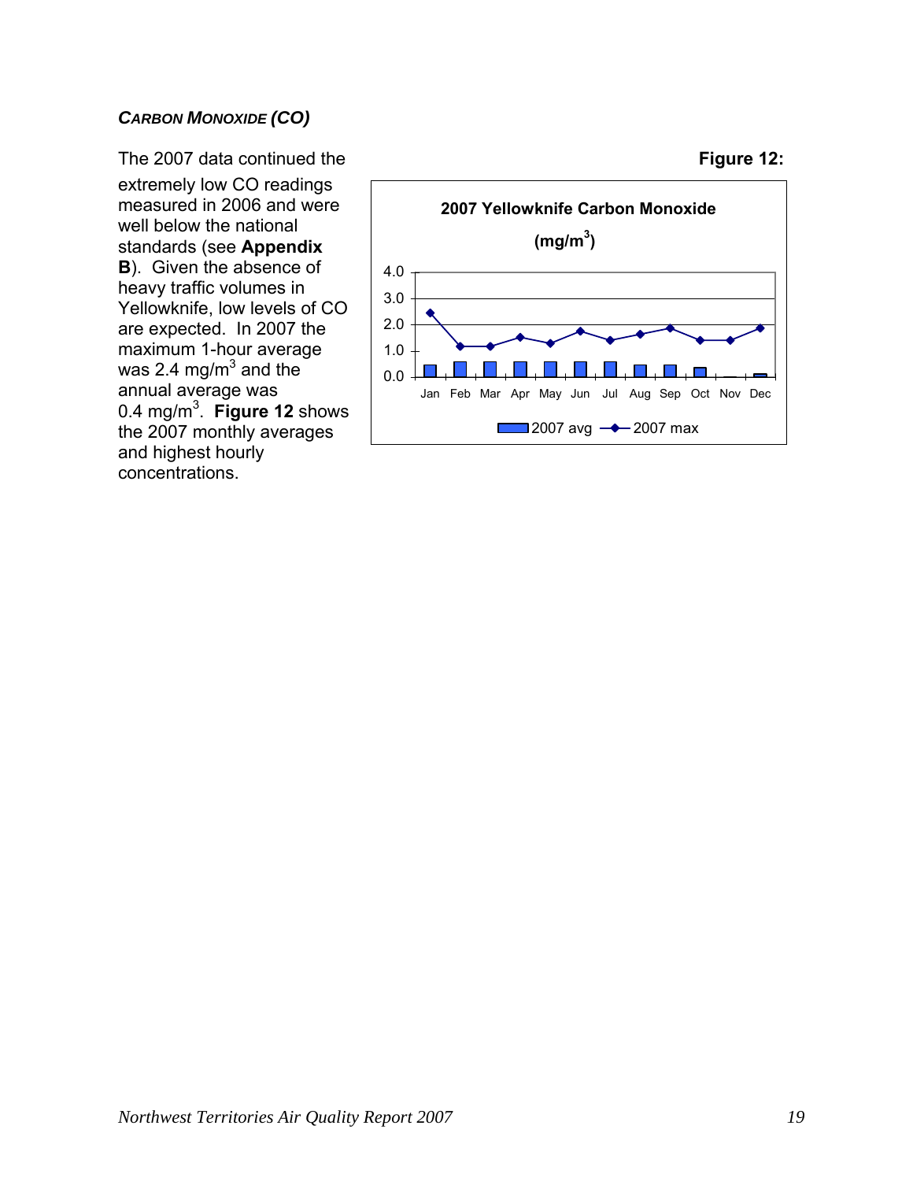***CARBON MONOXIDE (CO)***

The 2007 data continued the extremely low CO readings measured in 2006 and were well below the national standards (see **Appendix B**). Given the absence of heavy traffic volumes in Yellowknife, low levels of CO are expected. In 2007 the maximum 1-hour average was 2.4 mg/m$^3$ and the annual average was 0.4 mg/m$^3$. **Figure 12** shows the 2007 monthly averages and highest hourly concentrations.

**Figure 12:**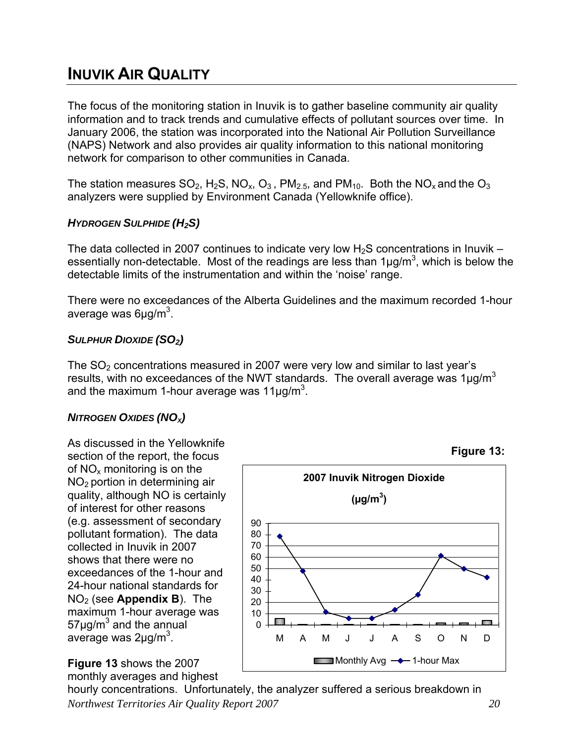# INUVIK AIR QUALITY

The focus of the monitoring station in Inuvik is to gather baseline community air quality information and to track trends and cumulative effects of pollutant sources over time. In January 2006, the station was incorporated into the National Air Pollution Surveillance (NAPS) Network and also provides air quality information to this national monitoring network for comparison to other communities in Canada.

The station measures $SO_2$, $H_2S$, $NO_x$, $O_3$, $PM_{2.5}$, and $PM_{10}$. Both the $NO_x$ and the $O_3$ analyzers were supplied by Environment Canada (Yellowknife office).

### *HYDROGEN SULPHIDE ($H_2S$)*

The data collected in 2007 continues to indicate very low $H_2S$ concentrations in Inuvik – essentially non-detectable. Most of the readings are less than 1µg/m$^3$, which is below the detectable limits of the instrumentation and within the 'noise' range.

There were no exceedances of the Alberta Guidelines and the maximum recorded 1-hour average was 6µg/m$^3$.

### *SULPHUR DIOXIDE ($SO_2$)*

The $SO_2$ concentrations measured in 2007 were very low and similar to last year's results, with no exceedances of the NWT standards. The overall average was 1µg/m$^3$ and the maximum 1-hour average was 11µg/m$^3$.

### *NITROGEN OXIDES ($NO_X$)*

As discussed in the Yellowknife section of the report, the focus of $NO_x$ monitoring is on the $NO_2$ portion in determining air quality, although NO is certainly of interest for other reasons (e.g. assessment of secondary pollutant formation). The data collected in Inuvik in 2007 shows that there were no exceedances of the 1-hour and 24-hour national standards for $NO_2$ (see **Appendix B**). The maximum 1-hour average was 57µg/m$^3$ and the annual average was 2µg/m$^3$.

**Figure 13:**

2007 Inuvik Nitrogen Dioxide (µg/m$^3$)

**Figure 13** shows the 2007 monthly averages and highest hourly concentrations. Unfortunately, the analyzer suffered a serious breakdown in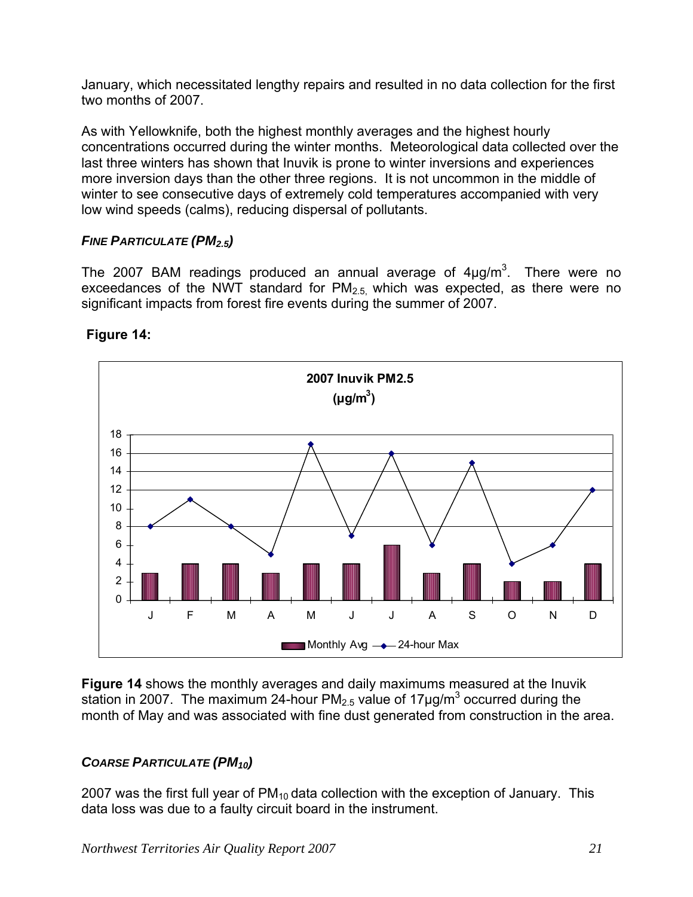January, which necessitated lengthy repairs and resulted in no data collection for the first two months of 2007.

As with Yellowknife, both the highest monthly averages and the highest hourly concentrations occurred during the winter months. Meteorological data collected over the last three winters has shown that Inuvik is prone to winter inversions and experiences more inversion days than the other three regions. It is not uncommon in the middle of winter to see consecutive days of extremely cold temperatures accompanied with very low wind speeds (calms), reducing dispersal of pollutants.

### *FINE PARTICULATE ($PM_{2.5}$)*

The 2007 BAM readings produced an annual average of 4µg/$m^3$. There were no exceedances of the NWT standard for $PM_{2.5}$, which was expected, as there were no significant impacts from forest fire events during the summer of 2007.

**Figure 14:**

2007 Inuvik PM2.5 (µg/$m^3$)

| | J | F | M | A | M | J | J | A | S | O | N | D |
|---|---|---|---|---|---|---|---|---|---|---|---|---|
| Monthly Avg | 3 | 4 | 4 | 3 | 4 | 4 | 6 | 3 | 4 | 2 | 2 | 4 |
| 24-hour Max | 8 | 11 | 8 | 5 | 17 | 7 | 16 | 6 | 15 | 4 | 6 | 12 |

**Figure 14** shows the monthly averages and daily maximums measured at the Inuvik station in 2007. The maximum 24-hour $PM_{2.5}$ value of 17µg/$m^3$ occurred during the month of May and was associated with fine dust generated from construction in the area.

### *COARSE PARTICULATE ($PM_{10}$)*

2007 was the first full year of $PM_{10}$ data collection with the exception of January. This data loss was due to a faulty circuit board in the instrument.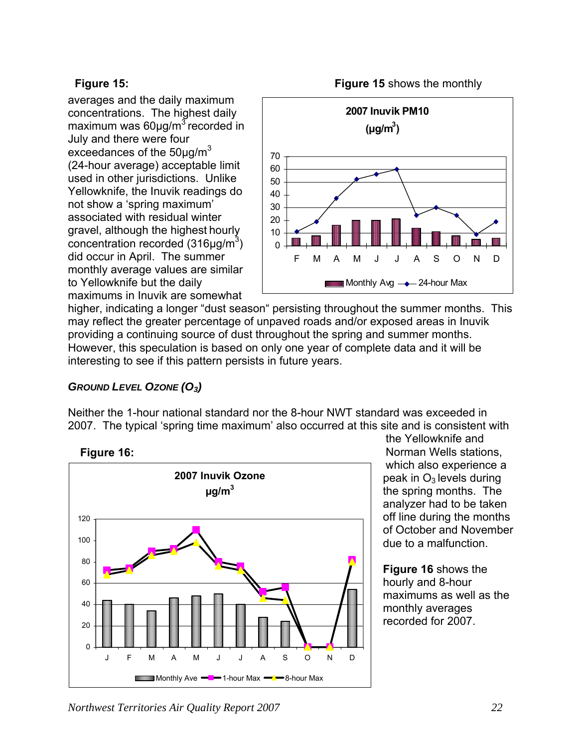**Figure 15:**

**Figure 15** shows the monthly averages and the daily maximum concentrations. The highest daily maximum was 60µg/m$^3$ recorded in July and there were four exceedances of the 50µg/m$^3$ (24-hour average) acceptable limit used in other jurisdictions. Unlike Yellowknife, the Inuvik readings do not show a 'spring maximum' associated with residual winter gravel, although the highest hourly concentration recorded (316µg/m$^3$) did occur in April. The summer monthly average values are similar to Yellowknife but the daily maximums in Inuvik are somewhat higher, indicating a longer "dust season" persisting throughout the summer months. This may reflect the greater percentage of unpaved roads and/or exposed areas in Inuvik providing a continuing source of dust throughout the spring and summer months. However, this speculation is based on only one year of complete data and it will be interesting to see if this pattern persists in future years.

### *Ground Level Ozone ($O_3$)*

Neither the 1-hour national standard nor the 8-hour NWT standard was exceeded in 2007. The typical 'spring time maximum' also occurred at this site and is consistent with the Yellowknife and Norman Wells stations, which also experience a peak in $O_3$ levels during the spring months. The analyzer had to be taken off line during the months of October and November due to a malfunction.

**Figure 16:**

**Figure 16** shows the hourly and 8-hour maximums as well as the monthly averages recorded for 2007.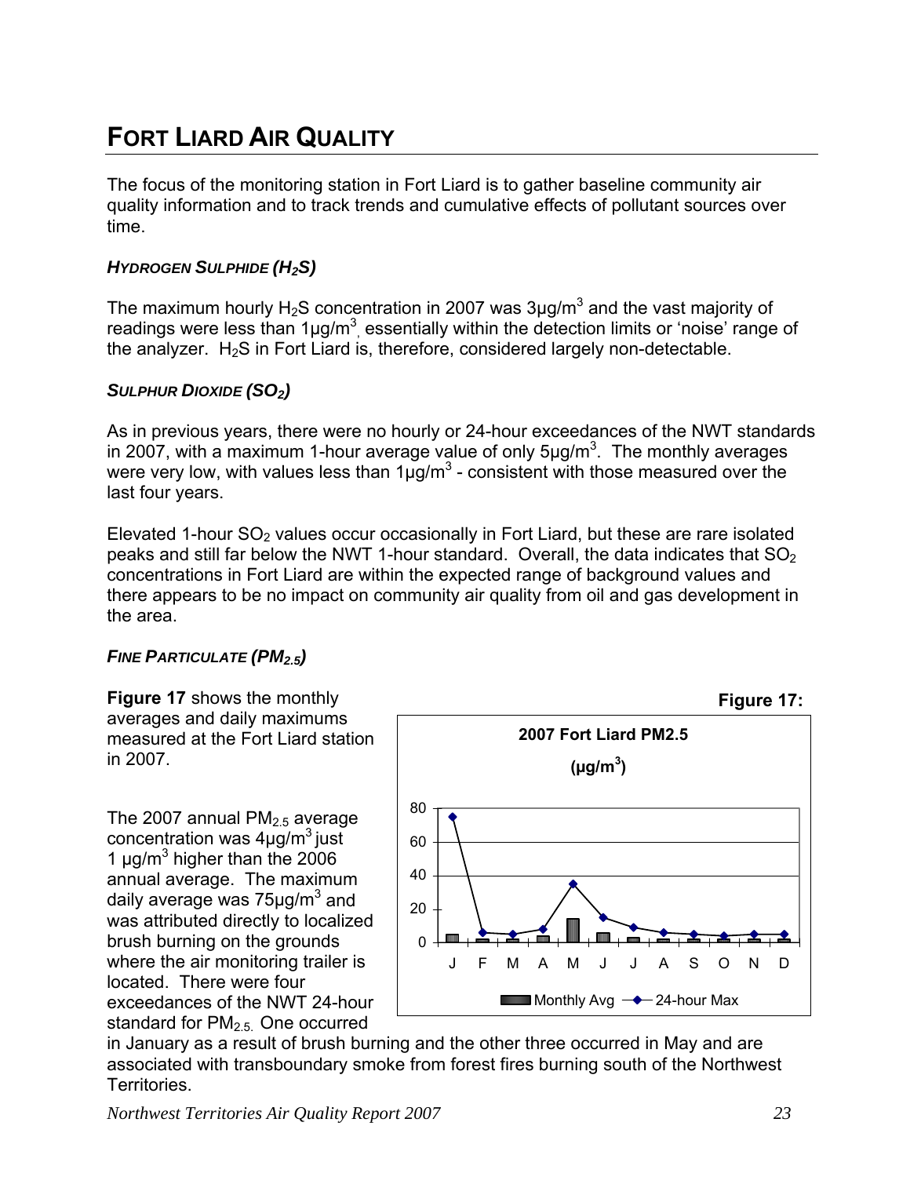# FORT LIARD AIR QUALITY

The focus of the monitoring station in Fort Liard is to gather baseline community air quality information and to track trends and cumulative effects of pollutant sources over time.

### *HYDROGEN SULPHIDE ($H_2S$)*

The maximum hourly $H_2S$ concentration in 2007 was 3µg/m$^3$ and the vast majority of readings were less than 1µg/m$^3$, essentially within the detection limits or 'noise' range of the analyzer. $H_2S$ in Fort Liard is, therefore, considered largely non-detectable.

### *SULPHUR DIOXIDE ($SO_2$)*

As in previous years, there were no hourly or 24-hour exceedances of the NWT standards in 2007, with a maximum 1-hour average value of only 5µg/m$^3$. The monthly averages were very low, with values less than 1µg/m$^3$ - consistent with those measured over the last four years.

Elevated 1-hour $SO_2$ values occur occasionally in Fort Liard, but these are rare isolated peaks and still far below the NWT 1-hour standard. Overall, the data indicates that $SO_2$ concentrations in Fort Liard are within the expected range of background values and there appears to be no impact on community air quality from oil and gas development in the area.

### *FINE PARTICULATE ($PM_{2.5}$)*

**Figure 17** shows the monthly averages and daily maximums measured at the Fort Liard station in 2007.

The 2007 annual $PM_{2.5}$ average concentration was 4µg/m$^3$ just 1 µg/m$^3$ higher than the 2006 annual average. The maximum daily average was 75µg/m$^3$ and was attributed directly to localized brush burning on the grounds where the air monitoring trailer is located. There were four exceedances of the NWT 24-hour standard for $PM_{2.5}$. One occurred in January as a result of brush burning and the other three occurred in May and are associated with transboundary smoke from forest fires burning south of the Northwest Territories.

**Figure 17:**

**2007 Fort Liard PM2.5 (µg/m$^3$)**

Legend: Monthly Avg; 24-hour Max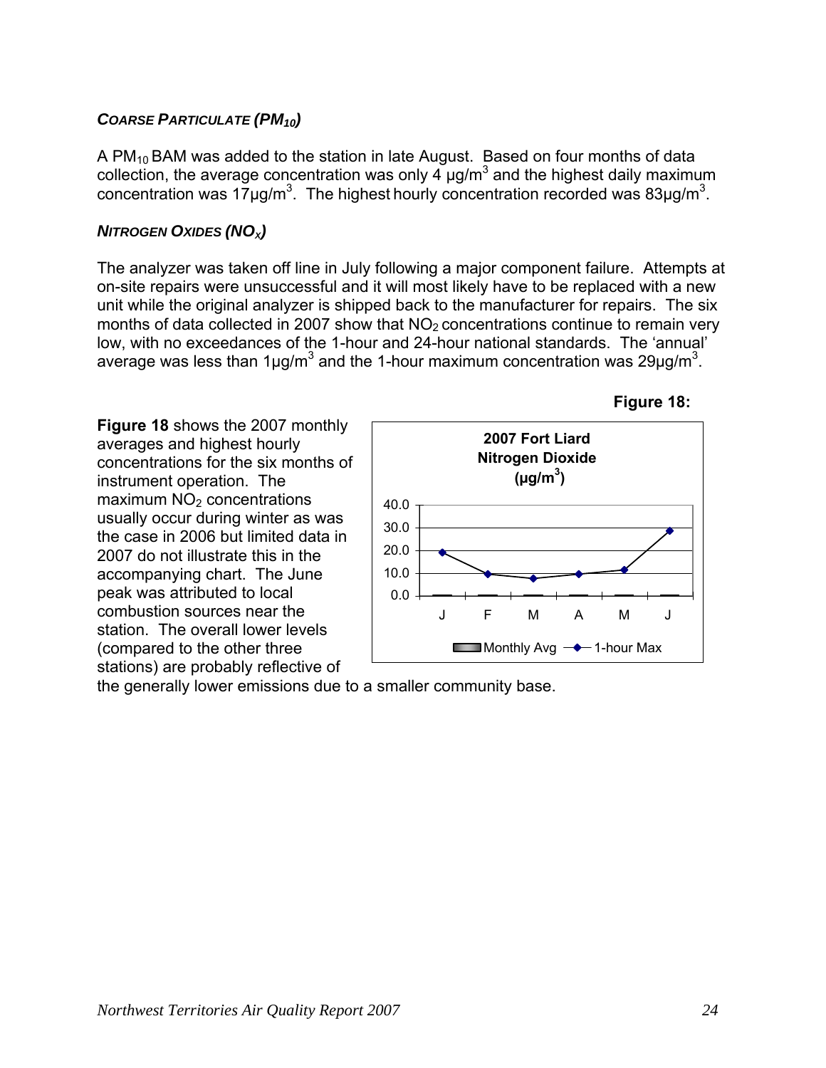### *COARSE PARTICULATE ($PM_{10}$)*

A $PM_{10}$ BAM was added to the station in late August. Based on four months of data collection, the average concentration was only 4 μg/m$^3$ and the highest daily maximum concentration was 17μg/m$^3$. The highest hourly concentration recorded was 83μg/m$^3$.

### *NITROGEN OXIDES ($NO_X$)*

The analyzer was taken off line in July following a major component failure. Attempts at on-site repairs were unsuccessful and it will most likely have to be replaced with a new unit while the original analyzer is shipped back to the manufacturer for repairs. The six months of data collected in 2007 show that $NO_2$ concentrations continue to remain very low, with no exceedances of the 1-hour and 24-hour national standards. The 'annual' average was less than 1μg/m$^3$ and the 1-hour maximum concentration was 29μg/m$^3$.

**Figure 18:**

**2007 Fort Liard Nitrogen Dioxide (μg/m$^3$)**

Legend: Monthly Avg, 1-hour Max

**Figure 18** shows the 2007 monthly averages and highest hourly concentrations for the six months of instrument operation. The maximum $NO_2$ concentrations usually occur during winter as was the case in 2006 but limited data in 2007 do not illustrate this in the accompanying chart. The June peak was attributed to local combustion sources near the station. The overall lower levels (compared to the other three stations) are probably reflective of the generally lower emissions due to a smaller community base.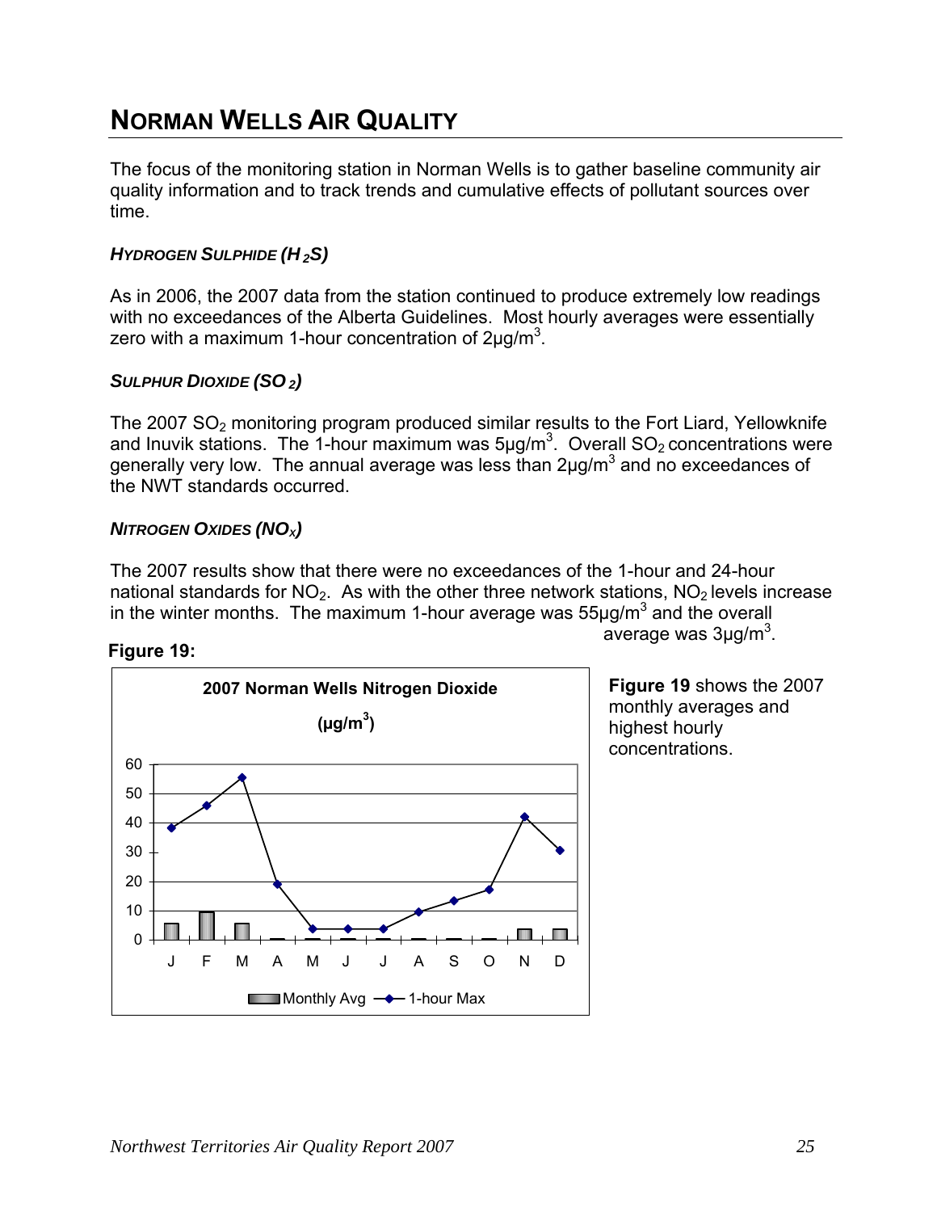# NORMAN WELLS AIR QUALITY

The focus of the monitoring station in Norman Wells is to gather baseline community air quality information and to track trends and cumulative effects of pollutant sources over time.

### *HYDROGEN SULPHIDE ($H_2S$)*

As in 2006, the 2007 data from the station continued to produce extremely low readings with no exceedances of the Alberta Guidelines. Most hourly averages were essentially zero with a maximum 1-hour concentration of 2µg/$m^3$.

### *SULPHUR DIOXIDE ($SO_2$)*

The 2007 $SO_2$ monitoring program produced similar results to the Fort Liard, Yellowknife and Inuvik stations. The 1-hour maximum was 5µg/$m^3$. Overall $SO_2$ concentrations were generally very low. The annual average was less than 2µg/$m^3$ and no exceedances of the NWT standards occurred.

### *NITROGEN OXIDES ($NO_X$)*

The 2007 results show that there were no exceedances of the 1-hour and 24-hour national standards for $NO_2$. As with the other three network stations, $NO_2$ levels increase in the winter months. The maximum 1-hour average was 55µg/$m^3$ and the overall average was 3µg/$m^3$.

**Figure 19:**

**2007 Norman Wells Nitrogen Dioxide (µg/$m^3$)**

**Figure 19** shows the 2007 monthly averages and highest hourly concentrations.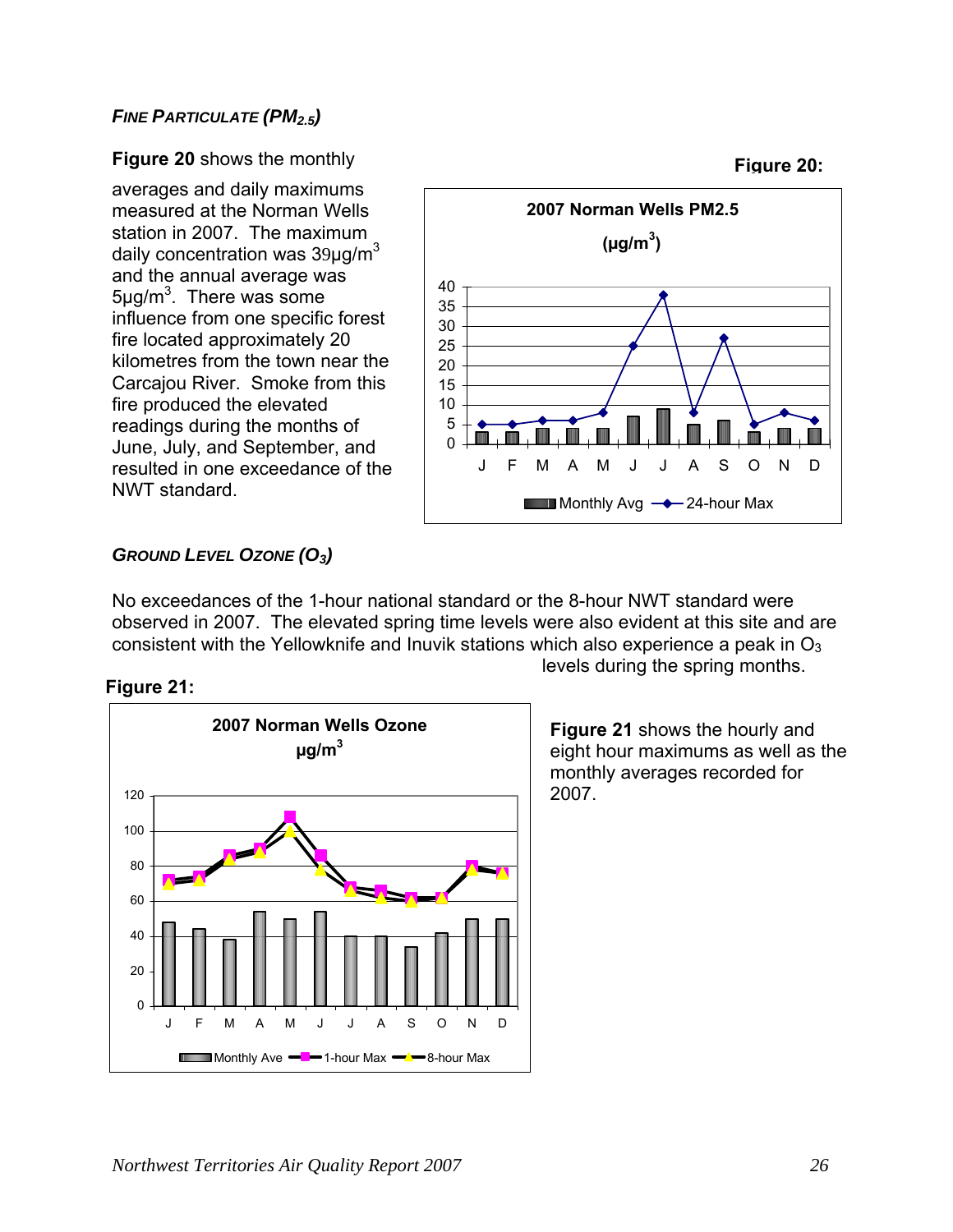### *FINE PARTICULATE* ($PM_{2.5}$)

**Figure 20** shows the monthly averages and daily maximums measured at the Norman Wells station in 2007. The maximum daily concentration was 39µg/m$^3$ and the annual average was 5µg/m$^3$. There was some influence from one specific forest fire located approximately 20 kilometres from the town near the Carcajou River. Smoke from this fire produced the elevated readings during the months of June, July, and September, and resulted in one exceedance of the NWT standard.

**Figure 20:**

### *GROUND LEVEL OZONE* ($O_3$)

No exceedances of the 1-hour national standard or the 8-hour NWT standard were observed in 2007. The elevated spring time levels were also evident at this site and are consistent with the Yellowknife and Inuvik stations which also experience a peak in $O_3$ levels during the spring months.

**Figure 21:**

**Figure 21** shows the hourly and eight hour maximums as well as the monthly averages recorded for 2007.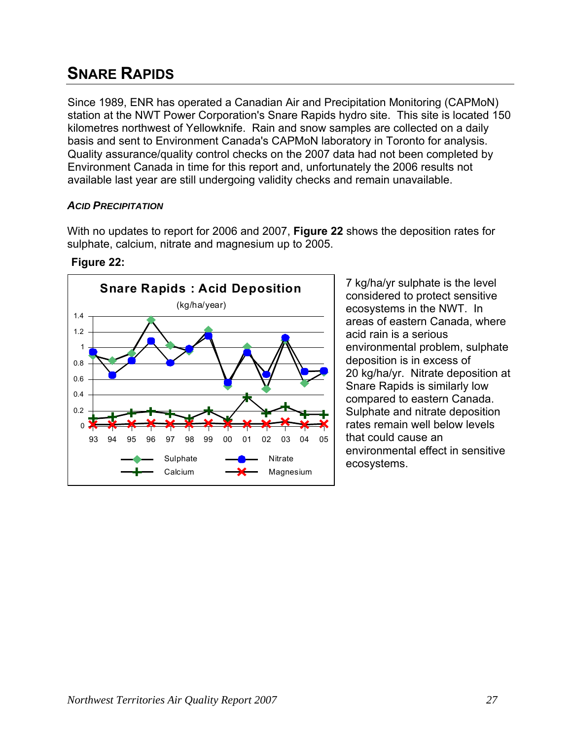## SNARE RAPIDS

Since 1989, ENR has operated a Canadian Air and Precipitation Monitoring (CAPMoN) station at the NWT Power Corporation's Snare Rapids hydro site. This site is located 150 kilometres northwest of Yellowknife. Rain and snow samples are collected on a daily basis and sent to Environment Canada's CAPMoN laboratory in Toronto for analysis. Quality assurance/quality control checks on the 2007 data had not been completed by Environment Canada in time for this report and, unfortunately the 2006 results not available last year are still undergoing validity checks and remain unavailable.

### *ACID PRECIPITATION*

With no updates to report for 2006 and 2007, **Figure 22** shows the deposition rates for sulphate, calcium, nitrate and magnesium up to 2005.

**Figure 22:**

7 kg/ha/yr sulphate is the level considered to protect sensitive ecosystems in the NWT. In areas of eastern Canada, where acid rain is a serious environmental problem, sulphate deposition is in excess of 20 kg/ha/yr. Nitrate deposition at Snare Rapids is similarly low compared to eastern Canada. Sulphate and nitrate deposition rates remain well below levels that could cause an environmental effect in sensitive ecosystems.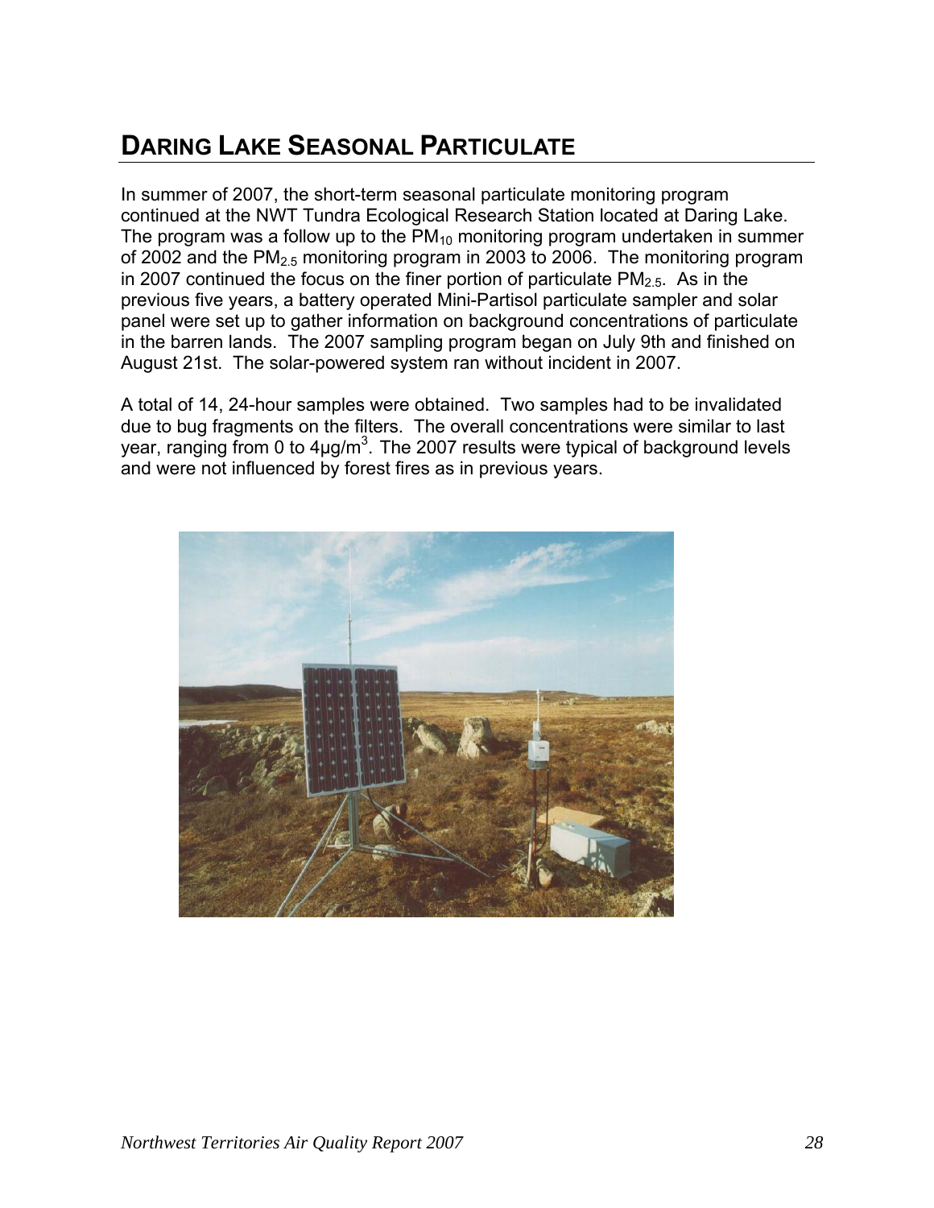## DARING LAKE SEASONAL PARTICULATE

In summer of 2007, the short-term seasonal particulate monitoring program continued at the NWT Tundra Ecological Research Station located at Daring Lake. The program was a follow up to the $PM_{10}$ monitoring program undertaken in summer of 2002 and the $PM_{2.5}$ monitoring program in 2003 to 2006. The monitoring program in 2007 continued the focus on the finer portion of particulate $PM_{2.5}$. As in the previous five years, a battery operated Mini-Partisol particulate sampler and solar panel were set up to gather information on background concentrations of particulate in the barren lands. The 2007 sampling program began on July 9th and finished on August 21st. The solar-powered system ran without incident in 2007.

A total of 14, 24-hour samples were obtained. Two samples had to be invalidated due to bug fragments on the filters. The overall concentrations were similar to last year, ranging from 0 to 4µg/m$^3$. The 2007 results were typical of background levels and were not influenced by forest fires as in previous years.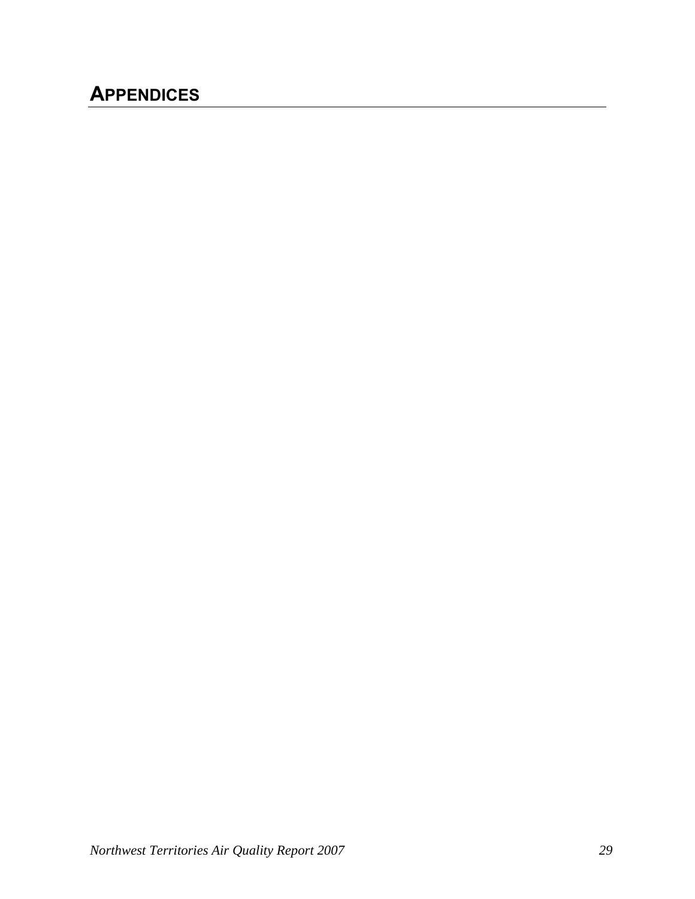# APPENDICES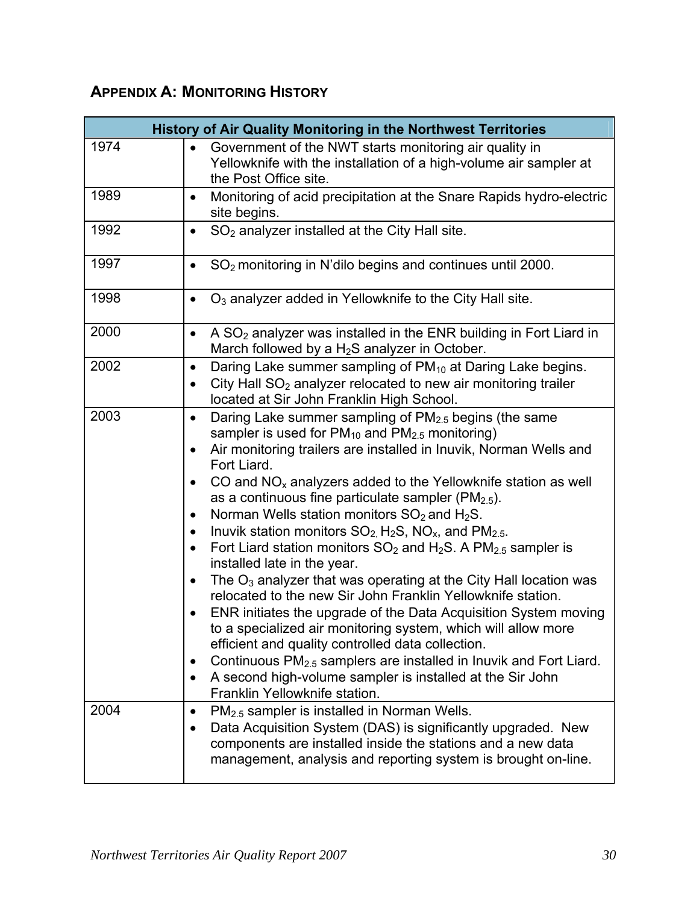## Appendix A: Monitoring History

| History of Air Quality Monitoring in the Northwest Territories | |
|---|---|
| 1974 | • Government of the NWT starts monitoring air quality in Yellowknife with the installation of a high-volume air sampler at the Post Office site. |
| 1989 | • Monitoring of acid precipitation at the Snare Rapids hydro-electric site begins. |
| 1992 | • $SO_2$ analyzer installed at the City Hall site. |
| 1997 | • $SO_2$ monitoring in N'dilo begins and continues until 2000. |
| 1998 | • $O_3$ analyzer added in Yellowknife to the City Hall site. |
| 2000 | • A $SO_2$ analyzer was installed in the ENR building in Fort Liard in March followed by a $H_2S$ analyzer in October. |
| 2002 | • Daring Lake summer sampling of $PM_{10}$ at Daring Lake begins.<br>• City Hall $SO_2$ analyzer relocated to new air monitoring trailer located at Sir John Franklin High School. |
| 2003 | • Daring Lake summer sampling of $PM_{2.5}$ begins (the same sampler is used for $PM_{10}$ and $PM_{2.5}$ monitoring)<br>• Air monitoring trailers are installed in Inuvik, Norman Wells and Fort Liard.<br>• CO and $NO_x$ analyzers added to the Yellowknife station as well as a continuous fine particulate sampler ($PM_{2.5}$).<br>• Norman Wells station monitors $SO_2$ and $H_2S$.<br>• Inuvik station monitors $SO_2$, $H_2S$, $NO_x$, and $PM_{2.5}$.<br>• Fort Liard station monitors $SO_2$ and $H_2S$. A $PM_{2.5}$ sampler is installed late in the year.<br>• The $O_3$ analyzer that was operating at the City Hall location was relocated to the new Sir John Franklin Yellowknife station.<br>• ENR initiates the upgrade of the Data Acquisition System moving to a specialized air monitoring system, which will allow more efficient and quality controlled data collection.<br>• Continuous $PM_{2.5}$ samplers are installed in Inuvik and Fort Liard.<br>• A second high-volume sampler is installed at the Sir John Franklin Yellowknife station. |
| 2004 | • $PM_{2.5}$ sampler is installed in Norman Wells.<br>• Data Acquisition System (DAS) is significantly upgraded. New components are installed inside the stations and a new data management, analysis and reporting system is brought on-line. |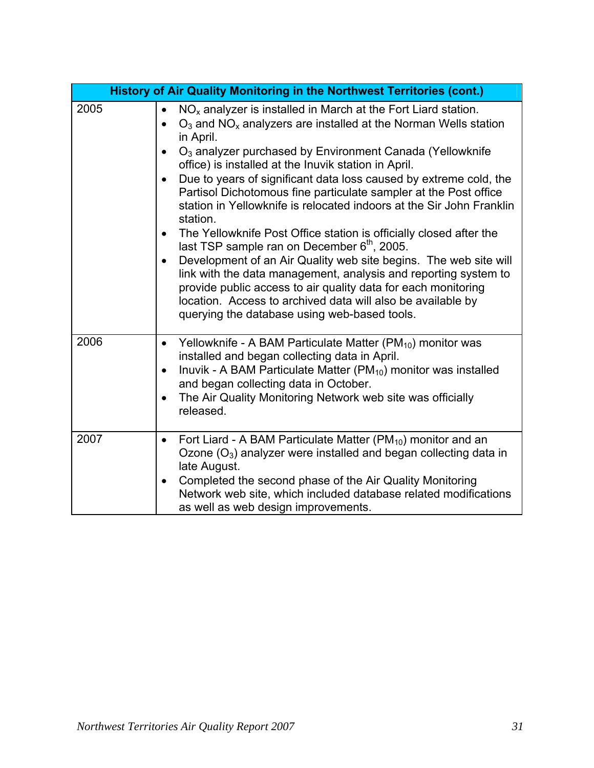| History of Air Quality Monitoring in the Northwest Territories (cont.) | |
|---|---|
| 2005 | • $NO_x$ analyzer is installed in March at the Fort Liard station.<br>• $O_3$ and $NO_x$ analyzers are installed at the Norman Wells station in April.<br>• $O_3$ analyzer purchased by Environment Canada (Yellowknife office) is installed at the Inuvik station in April.<br>• Due to years of significant data loss caused by extreme cold, the Partisol Dichotomous fine particulate sampler at the Post office station in Yellowknife is relocated indoors at the Sir John Franklin station.<br>• The Yellowknife Post Office station is officially closed after the last TSP sample ran on December 6th, 2005.<br>• Development of an Air Quality web site begins. The web site will link with the data management, analysis and reporting system to provide public access to air quality data for each monitoring location. Access to archived data will also be available by querying the database using web-based tools. |
| 2006 | • Yellowknife - A BAM Particulate Matter ($PM_{10}$) monitor was installed and began collecting data in April.<br>• Inuvik - A BAM Particulate Matter ($PM_{10}$) monitor was installed and began collecting data in October.<br>• The Air Quality Monitoring Network web site was officially released. |
| 2007 | • Fort Liard - A BAM Particulate Matter ($PM_{10}$) monitor and an Ozone ($O_3$) analyzer were installed and began collecting data in late August.<br>• Completed the second phase of the Air Quality Monitoring Network web site, which included database related modifications as well as web design improvements. |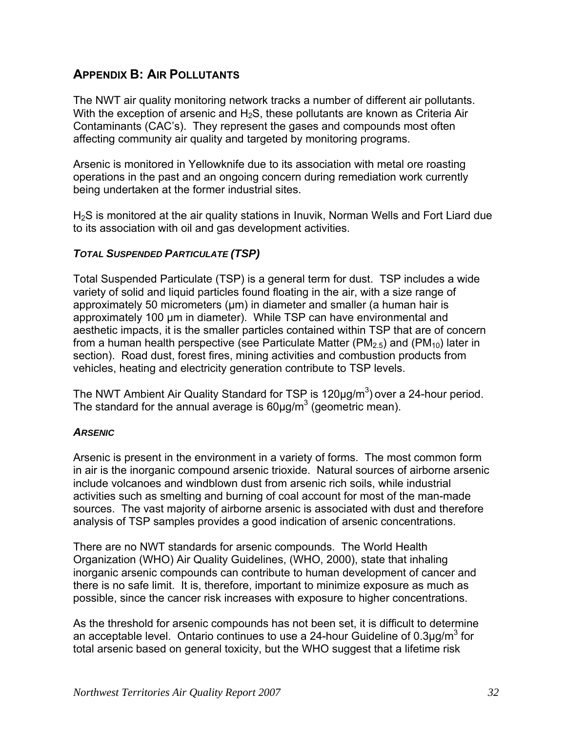## APPENDIX B: AIR POLLUTANTS

The NWT air quality monitoring network tracks a number of different air pollutants. With the exception of arsenic and $H_2S$, these pollutants are known as Criteria Air Contaminants (CAC's). They represent the gases and compounds most often affecting community air quality and targeted by monitoring programs.

Arsenic is monitored in Yellowknife due to its association with metal ore roasting operations in the past and an ongoing concern during remediation work currently being undertaken at the former industrial sites.

$H_2S$ is monitored at the air quality stations in Inuvik, Norman Wells and Fort Liard due to its association with oil and gas development activities.

### *TOTAL SUSPENDED PARTICULATE (TSP)*

Total Suspended Particulate (TSP) is a general term for dust. TSP includes a wide variety of solid and liquid particles found floating in the air, with a size range of approximately 50 micrometers (µm) in diameter and smaller (a human hair is approximately 100 µm in diameter). While TSP can have environmental and aesthetic impacts, it is the smaller particles contained within TSP that are of concern from a human health perspective (see Particulate Matter ($PM_{2.5}$) and ($PM_{10}$) later in section). Road dust, forest fires, mining activities and combustion products from vehicles, heating and electricity generation contribute to TSP levels.

The NWT Ambient Air Quality Standard for TSP is 120µg/$m^3$) over a 24-hour period. The standard for the annual average is 60µg/$m^3$ (geometric mean).

### *ARSENIC*

Arsenic is present in the environment in a variety of forms. The most common form in air is the inorganic compound arsenic trioxide. Natural sources of airborne arsenic include volcanoes and windblown dust from arsenic rich soils, while industrial activities such as smelting and burning of coal account for most of the man-made sources. The vast majority of airborne arsenic is associated with dust and therefore analysis of TSP samples provides a good indication of arsenic concentrations.

There are no NWT standards for arsenic compounds. The World Health Organization (WHO) Air Quality Guidelines, (WHO, 2000), state that inhaling inorganic arsenic compounds can contribute to human development of cancer and there is no safe limit. It is, therefore, important to minimize exposure as much as possible, since the cancer risk increases with exposure to higher concentrations.

As the threshold for arsenic compounds has not been set, it is difficult to determine an acceptable level. Ontario continues to use a 24-hour Guideline of 0.3µg/$m^3$ for total arsenic based on general toxicity, but the WHO suggest that a lifetime risk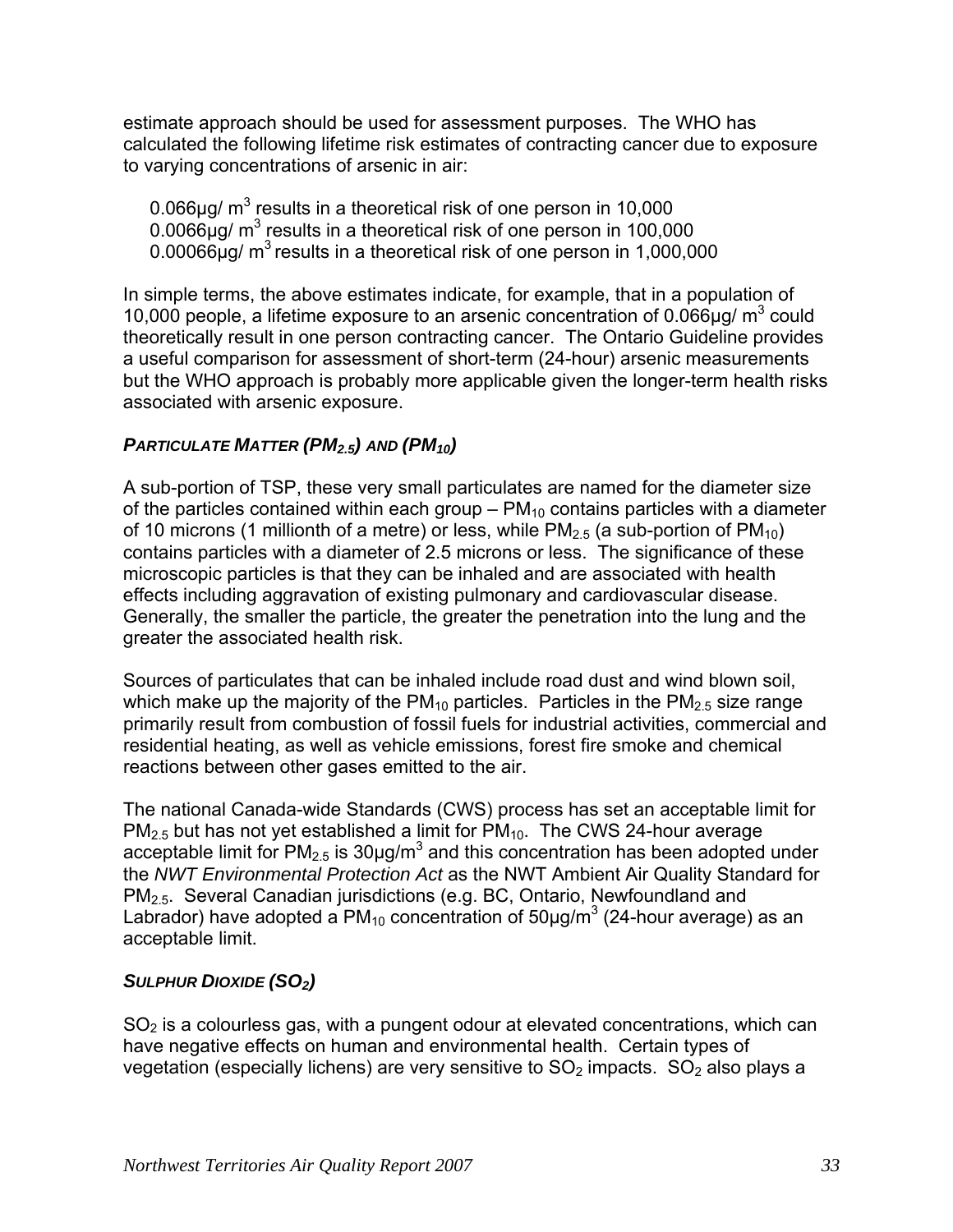estimate approach should be used for assessment purposes. The WHO has calculated the following lifetime risk estimates of contracting cancer due to exposure to varying concentrations of arsenic in air:

0.066µg/ $m^3$ results in a theoretical risk of one person in 10,000
0.0066µg/ $m^3$ results in a theoretical risk of one person in 100,000
0.00066µg/ $m^3$ results in a theoretical risk of one person in 1,000,000

In simple terms, the above estimates indicate, for example, that in a population of 10,000 people, a lifetime exposure to an arsenic concentration of 0.066µg/ $m^3$ could theoretically result in one person contracting cancer. The Ontario Guideline provides a useful comparison for assessment of short-term (24-hour) arsenic measurements but the WHO approach is probably more applicable given the longer-term health risks associated with arsenic exposure.

### *PARTICULATE MATTER ($PM_{2.5}$) AND ($PM_{10}$)*

A sub-portion of TSP, these very small particulates are named for the diameter size of the particles contained within each group – $PM_{10}$ contains particles with a diameter of 10 microns (1 millionth of a metre) or less, while $PM_{2.5}$ (a sub-portion of $PM_{10}$) contains particles with a diameter of 2.5 microns or less. The significance of these microscopic particles is that they can be inhaled and are associated with health effects including aggravation of existing pulmonary and cardiovascular disease. Generally, the smaller the particle, the greater the penetration into the lung and the greater the associated health risk.

Sources of particulates that can be inhaled include road dust and wind blown soil, which make up the majority of the $PM_{10}$ particles. Particles in the $PM_{2.5}$ size range primarily result from combustion of fossil fuels for industrial activities, commercial and residential heating, as well as vehicle emissions, forest fire smoke and chemical reactions between other gases emitted to the air.

The national Canada-wide Standards (CWS) process has set an acceptable limit for $PM_{2.5}$ but has not yet established a limit for $PM_{10}$. The CWS 24-hour average acceptable limit for $PM_{2.5}$ is 30µg/$m^3$ and this concentration has been adopted under the *NWT Environmental Protection Act* as the NWT Ambient Air Quality Standard for $PM_{2.5}$. Several Canadian jurisdictions (e.g. BC, Ontario, Newfoundland and Labrador) have adopted a $PM_{10}$ concentration of 50µg/$m^3$ (24-hour average) as an acceptable limit.

### *SULPHUR DIOXIDE ($SO_2$)*

$SO_2$ is a colourless gas, with a pungent odour at elevated concentrations, which can have negative effects on human and environmental health. Certain types of vegetation (especially lichens) are very sensitive to $SO_2$ impacts. $SO_2$ also plays a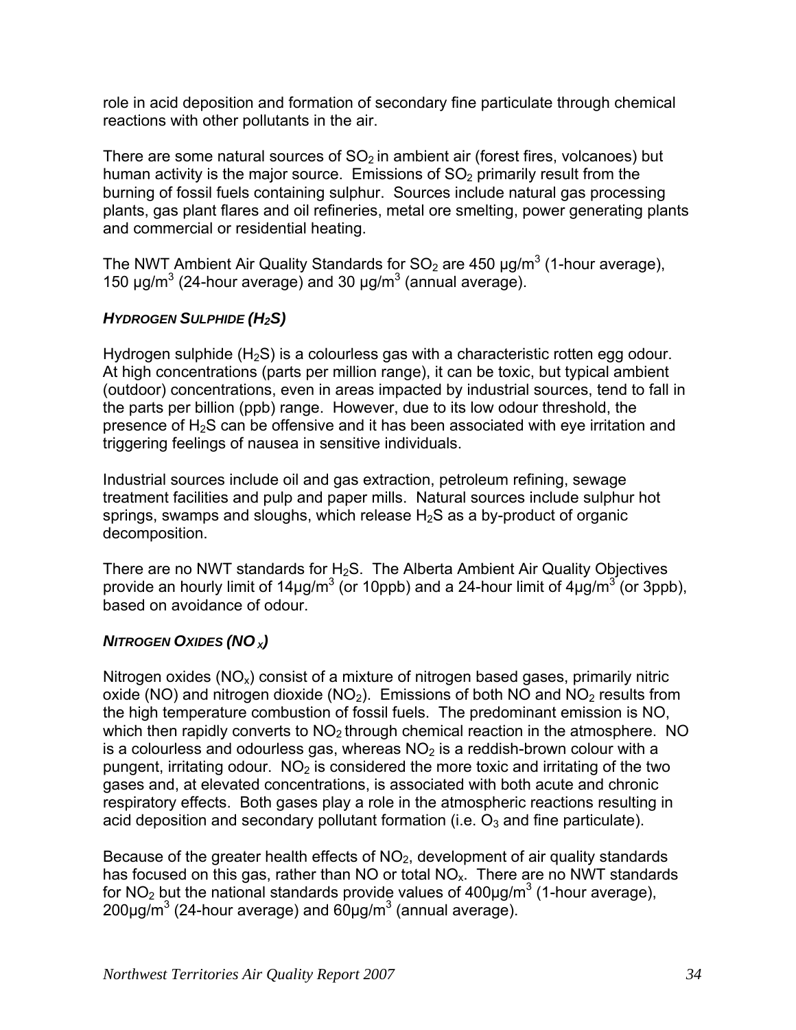role in acid deposition and formation of secondary fine particulate through chemical reactions with other pollutants in the air.

There are some natural sources of $SO_2$ in ambient air (forest fires, volcanoes) but human activity is the major source. Emissions of $SO_2$ primarily result from the burning of fossil fuels containing sulphur. Sources include natural gas processing plants, gas plant flares and oil refineries, metal ore smelting, power generating plants and commercial or residential heating.

The NWT Ambient Air Quality Standards for $SO_2$ are 450 μg/$m^3$ (1-hour average), 150 μg/$m^3$ (24-hour average) and 30 μg/$m^3$ (annual average).

### *HYDROGEN SULPHIDE ($H_2S$)*

Hydrogen sulphide ($H_2S$) is a colourless gas with a characteristic rotten egg odour. At high concentrations (parts per million range), it can be toxic, but typical ambient (outdoor) concentrations, even in areas impacted by industrial sources, tend to fall in the parts per billion (ppb) range. However, due to its low odour threshold, the presence of $H_2S$ can be offensive and it has been associated with eye irritation and triggering feelings of nausea in sensitive individuals.

Industrial sources include oil and gas extraction, petroleum refining, sewage treatment facilities and pulp and paper mills. Natural sources include sulphur hot springs, swamps and sloughs, which release $H_2S$ as a by-product of organic decomposition.

There are no NWT standards for $H_2S$. The Alberta Ambient Air Quality Objectives provide an hourly limit of 14μg/$m^3$ (or 10ppb) and a 24-hour limit of 4μg/$m^3$ (or 3ppb), based on avoidance of odour.

### *NITROGEN OXIDES ($NO_X$)*

Nitrogen oxides ($NO_x$) consist of a mixture of nitrogen based gases, primarily nitric oxide (NO) and nitrogen dioxide ($NO_2$). Emissions of both NO and $NO_2$ results from the high temperature combustion of fossil fuels. The predominant emission is NO, which then rapidly converts to $NO_2$ through chemical reaction in the atmosphere. NO is a colourless and odourless gas, whereas $NO_2$ is a reddish-brown colour with a pungent, irritating odour. $NO_2$ is considered the more toxic and irritating of the two gases and, at elevated concentrations, is associated with both acute and chronic respiratory effects. Both gases play a role in the atmospheric reactions resulting in acid deposition and secondary pollutant formation (i.e. $O_3$ and fine particulate).

Because of the greater health effects of $NO_2$, development of air quality standards has focused on this gas, rather than NO or total $NO_x$. There are no NWT standards for $NO_2$ but the national standards provide values of 400μg/$m^3$ (1-hour average), 200μg/$m^3$ (24-hour average) and 60μg/$m^3$ (annual average).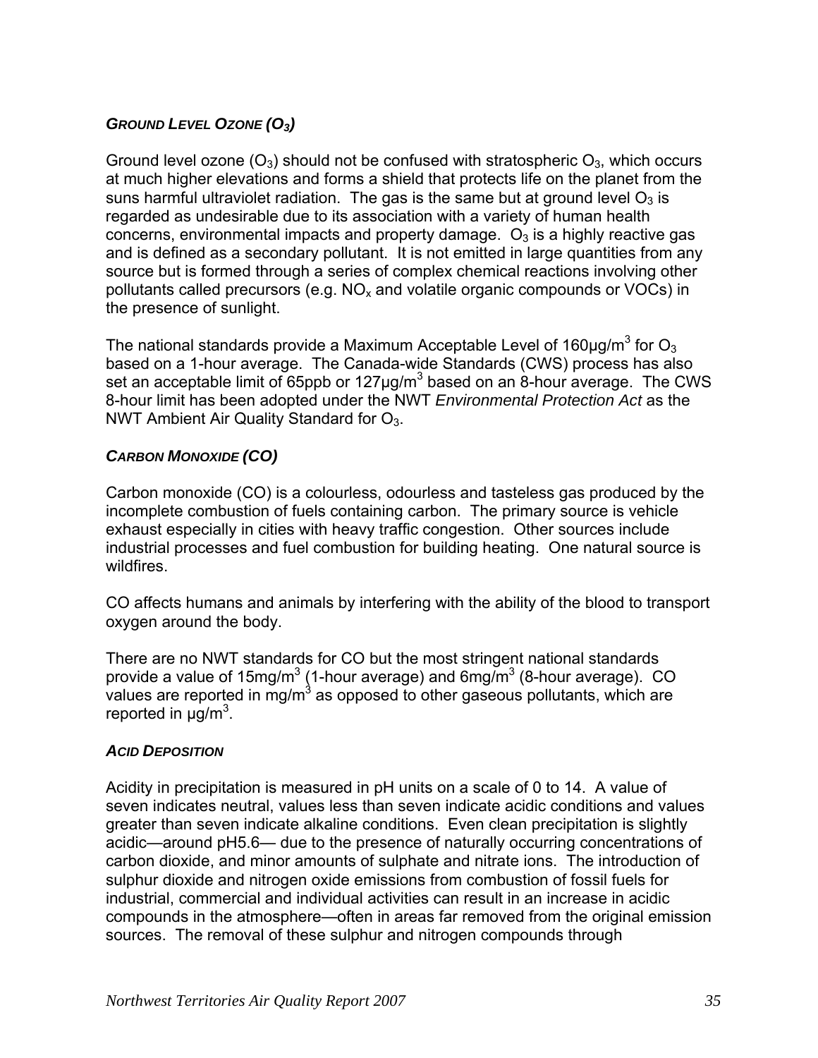### *GROUND LEVEL OZONE ($O_3$)*

Ground level ozone ($O_3$) should not be confused with stratospheric $O_3$, which occurs at much higher elevations and forms a shield that protects life on the planet from the suns harmful ultraviolet radiation. The gas is the same but at ground level $O_3$ is regarded as undesirable due to its association with a variety of human health concerns, environmental impacts and property damage. $O_3$ is a highly reactive gas and is defined as a secondary pollutant. It is not emitted in large quantities from any source but is formed through a series of complex chemical reactions involving other pollutants called precursors (e.g. $NO_x$ and volatile organic compounds or VOCs) in the presence of sunlight.

The national standards provide a Maximum Acceptable Level of 160µg/m$^3$ for $O_3$ based on a 1-hour average. The Canada-wide Standards (CWS) process has also set an acceptable limit of 65ppb or 127µg/m$^3$ based on an 8-hour average. The CWS 8-hour limit has been adopted under the NWT *Environmental Protection Act* as the NWT Ambient Air Quality Standard for $O_3$.

### *CARBON MONOXIDE (CO)*

Carbon monoxide (CO) is a colourless, odourless and tasteless gas produced by the incomplete combustion of fuels containing carbon. The primary source is vehicle exhaust especially in cities with heavy traffic congestion. Other sources include industrial processes and fuel combustion for building heating. One natural source is wildfires.

CO affects humans and animals by interfering with the ability of the blood to transport oxygen around the body.

There are no NWT standards for CO but the most stringent national standards provide a value of 15mg/m$^3$ (1-hour average) and 6mg/m$^3$ (8-hour average). CO values are reported in mg/m$^3$ as opposed to other gaseous pollutants, which are reported in µg/m$^3$.

### *ACID DEPOSITION*

Acidity in precipitation is measured in pH units on a scale of 0 to 14. A value of seven indicates neutral, values less than seven indicate acidic conditions and values greater than seven indicate alkaline conditions. Even clean precipitation is slightly acidic—around pH5.6— due to the presence of naturally occurring concentrations of carbon dioxide, and minor amounts of sulphate and nitrate ions. The introduction of sulphur dioxide and nitrogen oxide emissions from combustion of fossil fuels for industrial, commercial and individual activities can result in an increase in acidic compounds in the atmosphere—often in areas far removed from the original emission sources. The removal of these sulphur and nitrogen compounds through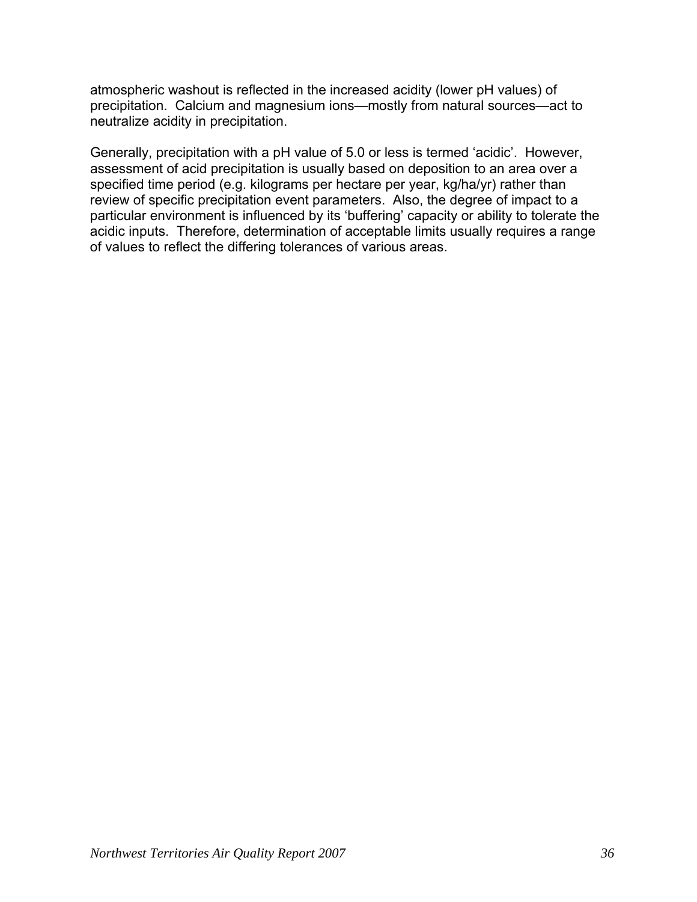atmospheric washout is reflected in the increased acidity (lower pH values) of precipitation. Calcium and magnesium ions—mostly from natural sources—act to neutralize acidity in precipitation.

Generally, precipitation with a pH value of 5.0 or less is termed 'acidic'. However, assessment of acid precipitation is usually based on deposition to an area over a specified time period (e.g. kilograms per hectare per year, kg/ha/yr) rather than review of specific precipitation event parameters. Also, the degree of impact to a particular environment is influenced by its 'buffering' capacity or ability to tolerate the acidic inputs. Therefore, determination of acceptable limits usually requires a range of values to reflect the differing tolerances of various areas.